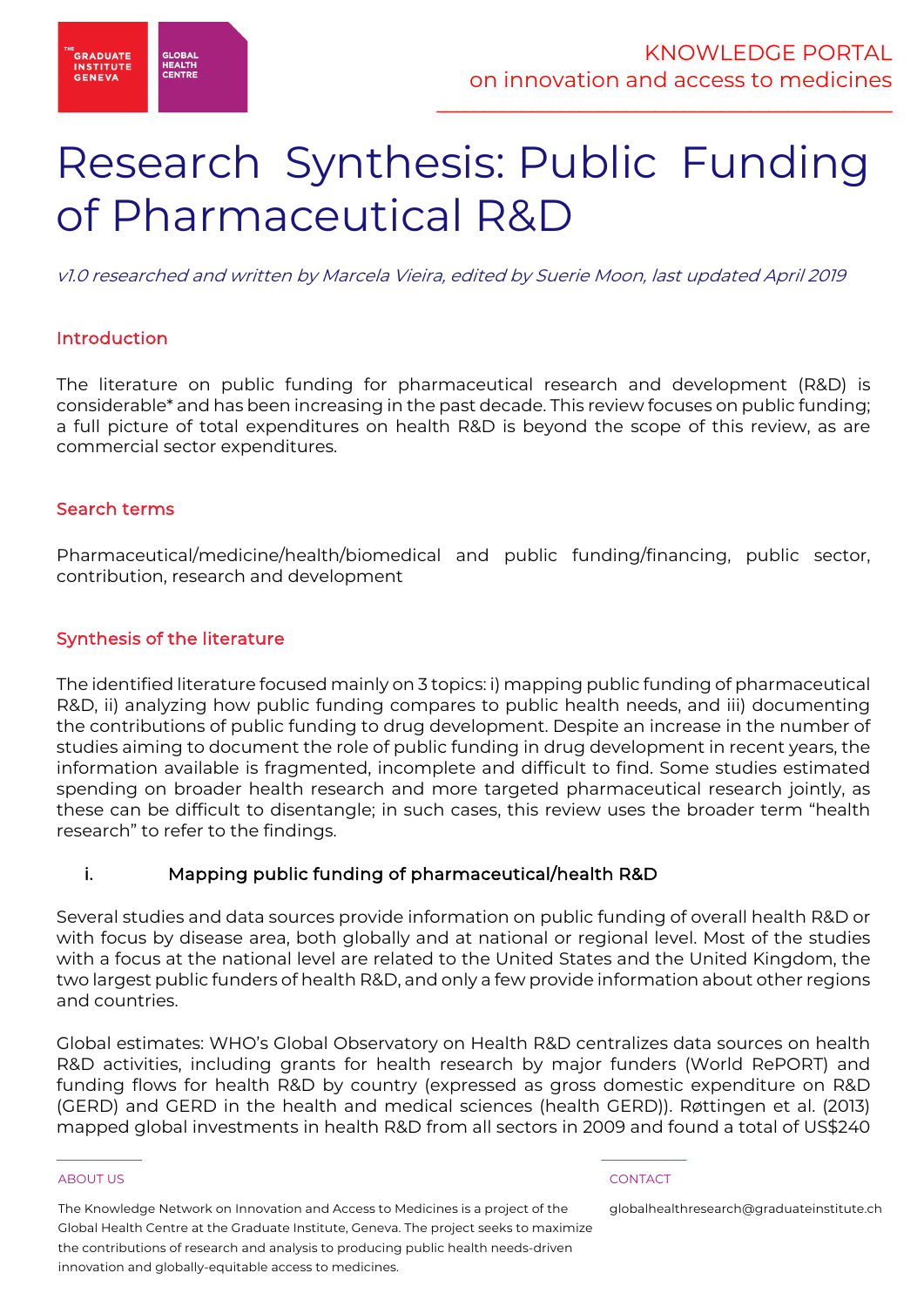# Research Synthesis: Public Funding of Pharmaceutical R&D

*v1.0 researched and written by Marcela Vieira, edited by Suerie Moon, last updated April 2019*

## Introduction

The literature on public funding for pharmaceutical research and development (R&D) is considerable* and has been increasing in the past decade. This review focuses on public funding; a full picture of total expenditures on health R&D is beyond the scope of this review, as are commercial sector expenditures.

## Search terms

Pharmaceutical/medicine/health/biomedical and public funding/financing, public sector, contribution, research and development

## Synthesis of the literature

The identified literature focused mainly on 3 topics: i) mapping public funding of pharmaceutical R&D, ii) analyzing how public funding compares to public health needs, and iii) documenting the contributions of public funding to drug development. Despite an increase in the number of studies aiming to document the role of public funding in drug development in recent years, the information available is fragmented, incomplete and difficult to find. Some studies estimated spending on broader health research and more targeted pharmaceutical research jointly, as these can be difficult to disentangle; in such cases, this review uses the broader term "health research" to refer to the findings.

### i. Mapping public funding of pharmaceutical/health R&D

Several studies and data sources provide information on public funding of overall health R&D or with focus by disease area, both globally and at national or regional level. Most of the studies with a focus at the national level are related to the United States and the United Kingdom, the two largest public funders of health R&D, and only a few provide information about other regions and countries.

Global estimates: WHO's Global Observatory on Health R&D centralizes data sources on health R&D activities, including grants for health research by major funders (World RePORT) and funding flows for health R&D by country (expressed as gross domestic expenditure on R&D (GERD) and GERD in the health and medical sciences (health GERD)). Røttingen et al. (2013) mapped global investments in health R&D from all sectors in 2009 and found a total of US$240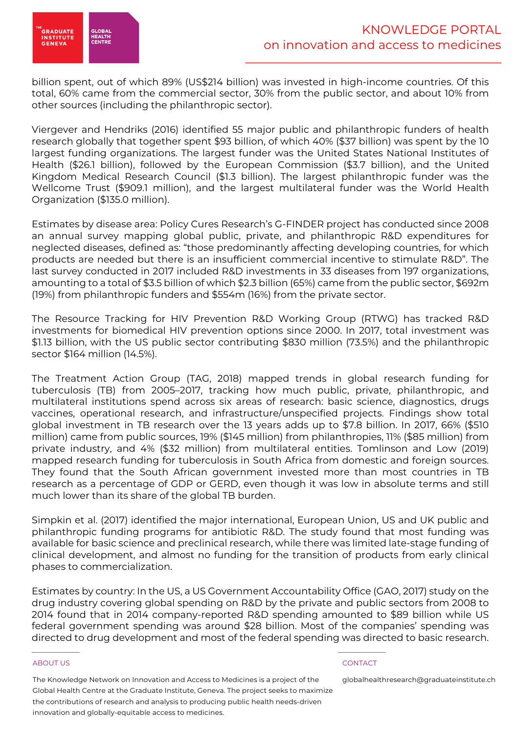billion spent, out of which 89% (US$214 billion) was invested in high-income countries. Of this total, 60% came from the commercial sector, 30% from the public sector, and about 10% from other sources (including the philanthropic sector).

Viergever and Hendriks (2016) identified 55 major public and philanthropic funders of health research globally that together spent $93 billion, of which 40% ($37 billion) was spent by the 10 largest funding organizations. The largest funder was the United States National Institutes of Health ($26.1 billion), followed by the European Commission ($3.7 billion), and the United Kingdom Medical Research Council ($1.3 billion). The largest philanthropic funder was the Wellcome Trust ($909.1 million), and the largest multilateral funder was the World Health Organization ($135.0 million).

Estimates by disease area: Policy Cures Research's G-FINDER project has conducted since 2008 an annual survey mapping global public, private, and philanthropic R&D expenditures for neglected diseases, defined as: "those predominantly affecting developing countries, for which products are needed but there is an insufficient commercial incentive to stimulate R&D". The last survey conducted in 2017 included R&D investments in 33 diseases from 197 organizations, amounting to a total of $3.5 billion of which $2.3 billion (65%) came from the public sector, $692m (19%) from philanthropic funders and $554m (16%) from the private sector.

The Resource Tracking for HIV Prevention R&D Working Group (RTWG) has tracked R&D investments for biomedical HIV prevention options since 2000. In 2017, total investment was $1.13 billion, with the US public sector contributing $830 million (73.5%) and the philanthropic sector $164 million (14.5%).

The Treatment Action Group (TAG, 2018) mapped trends in global research funding for tuberculosis (TB) from 2005–2017, tracking how much public, private, philanthropic, and multilateral institutions spend across six areas of research: basic science, diagnostics, drugs vaccines, operational research, and infrastructure/unspecified projects. Findings show total global investment in TB research over the 13 years adds up to $7.8 billion. In 2017, 66% ($510 million) came from public sources, 19% ($145 million) from philanthropies, 11% ($85 million) from private industry, and 4% ($32 million) from multilateral entities. Tomlinson and Low (2019) mapped research funding for tuberculosis in South Africa from domestic and foreign sources. They found that the South African government invested more than most countries in TB research as a percentage of GDP or GERD, even though it was low in absolute terms and still much lower than its share of the global TB burden.

Simpkin et al. (2017) identified the major international, European Union, US and UK public and philanthropic funding programs for antibiotic R&D. The study found that most funding was available for basic science and preclinical research, while there was limited late-stage funding of clinical development, and almost no funding for the transition of products from early clinical phases to commercialization.

Estimates by country: In the US, a US Government Accountability Office (GAO, 2017) study on the drug industry covering global spending on R&D by the private and public sectors from 2008 to 2014 found that in 2014 company-reported R&D spending amounted to $89 billion while US federal government spending was around $28 billion. Most of the companies' spending was directed to drug development and most of the federal spending was directed to basic research.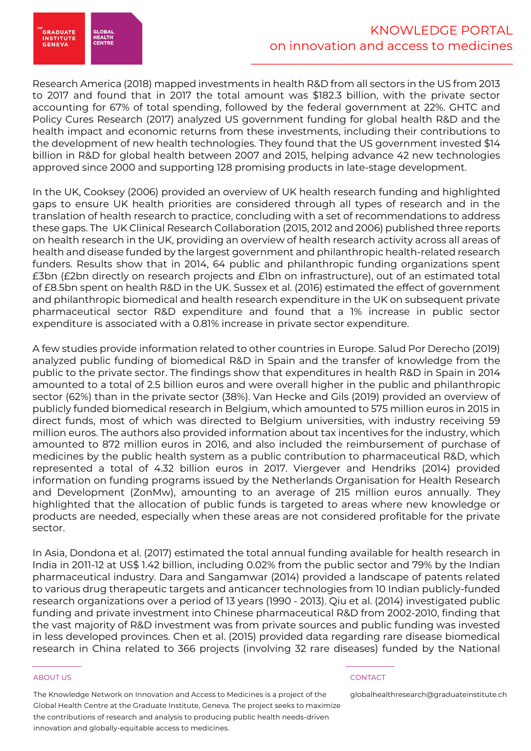Research America (2018) mapped investments in health R&D from all sectors in the US from 2013 to 2017 and found that in 2017 the total amount was $182.3 billion, with the private sector accounting for 67% of total spending, followed by the federal government at 22%. GHTC and Policy Cures Research (2017) analyzed US government funding for global health R&D and the health impact and economic returns from these investments, including their contributions to the development of new health technologies. They found that the US government invested $14 billion in R&D for global health between 2007 and 2015, helping advance 42 new technologies approved since 2000 and supporting 128 promising products in late-stage development.

In the UK, Cooksey (2006) provided an overview of UK health research funding and highlighted gaps to ensure UK health priorities are considered through all types of research and in the translation of health research to practice, concluding with a set of recommendations to address these gaps. The UK Clinical Research Collaboration (2015, 2012 and 2006) published three reports on health research in the UK, providing an overview of health research activity across all areas of health and disease funded by the largest government and philanthropic health-related research funders. Results show that in 2014, 64 public and philanthropic funding organizations spent £3bn (£2bn directly on research projects and £1bn on infrastructure), out of an estimated total of £8.5bn spent on health R&D in the UK. Sussex et al. (2016) estimated the effect of government and philanthropic biomedical and health research expenditure in the UK on subsequent private pharmaceutical sector R&D expenditure and found that a 1% increase in public sector expenditure is associated with a 0.81% increase in private sector expenditure.

A few studies provide information related to other countries in Europe. Salud Por Derecho (2019) analyzed public funding of biomedical R&D in Spain and the transfer of knowledge from the public to the private sector. The findings show that expenditures in health R&D in Spain in 2014 amounted to a total of 2.5 billion euros and were overall higher in the public and philanthropic sector (62%) than in the private sector (38%). Van Hecke and Gils (2019) provided an overview of publicly funded biomedical research in Belgium, which amounted to 575 million euros in 2015 in direct funds, most of which was directed to Belgium universities, with industry receiving 59 million euros. The authors also provided information about tax incentives for the industry, which amounted to 872 million euros in 2016, and also included the reimbursement of purchase of medicines by the public health system as a public contribution to pharmaceutical R&D, which represented a total of 4.32 billion euros in 2017. Viergever and Hendriks (2014) provided information on funding programs issued by the Netherlands Organisation for Health Research and Development (ZonMw), amounting to an average of 215 million euros annually. They highlighted that the allocation of public funds is targeted to areas where new knowledge or products are needed, especially when these areas are not considered profitable for the private sector.

In Asia, Dondona et al. (2017) estimated the total annual funding available for health research in India in 2011-12 at US$ 1.42 billion, including 0.02% from the public sector and 79% by the Indian pharmaceutical industry. Dara and Sangamwar (2014) provided a landscape of patents related to various drug therapeutic targets and anticancer technologies from 10 Indian publicly-funded research organizations over a period of 13 years (1990 - 2013). Qiu et al. (2014) investigated public funding and private investment into Chinese pharmaceutical R&D from 2002-2010, finding that the vast majority of R&D investment was from private sources and public funding was invested in less developed provinces. Chen et al. (2015) provided data regarding rare disease biomedical research in China related to 366 projects (involving 32 rare diseases) funded by the National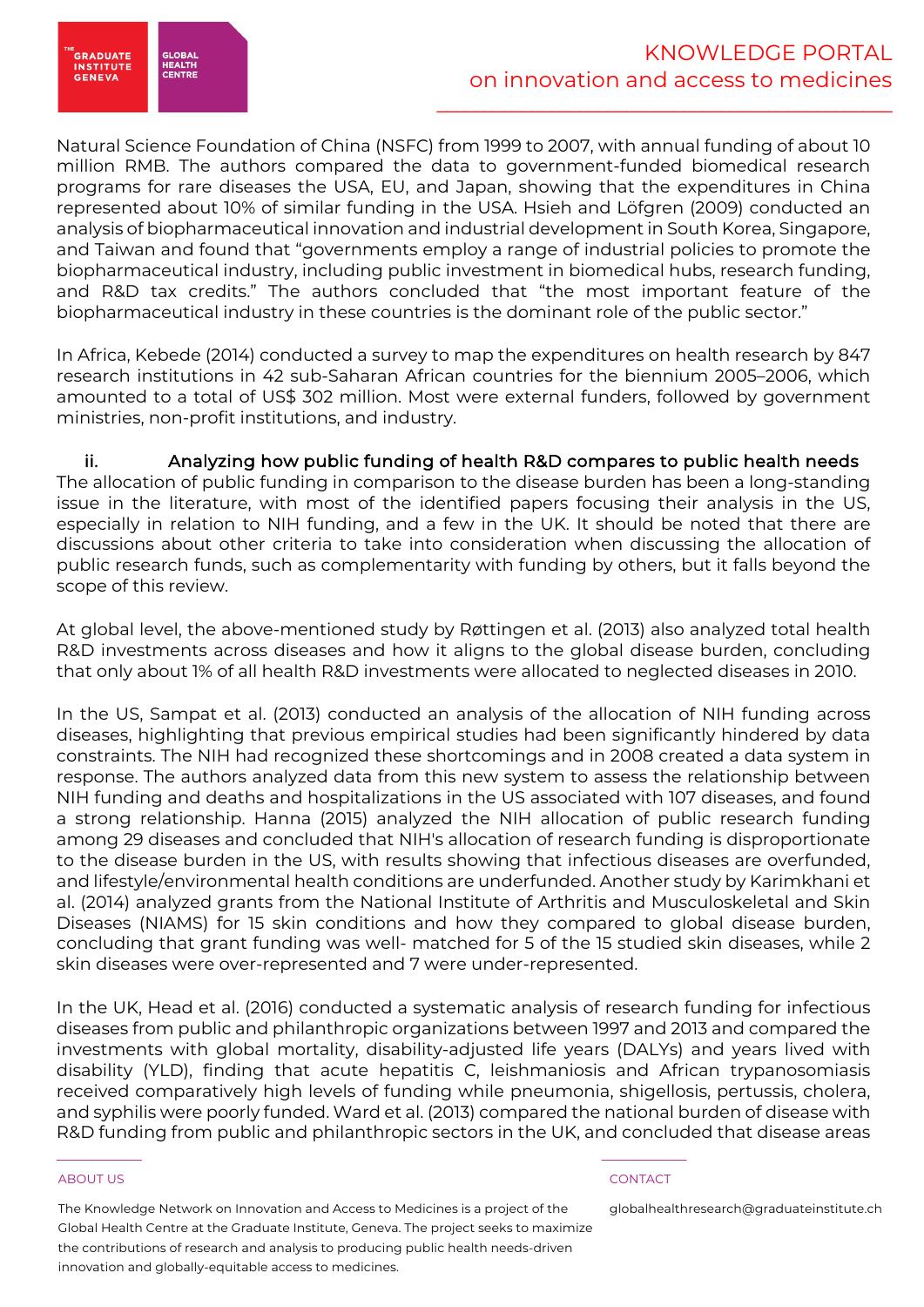Natural Science Foundation of China (NSFC) from 1999 to 2007, with annual funding of about 10 million RMB. The authors compared the data to government-funded biomedical research programs for rare diseases the USA, EU, and Japan, showing that the expenditures in China represented about 10% of similar funding in the USA. Hsieh and Löfgren (2009) conducted an analysis of biopharmaceutical innovation and industrial development in South Korea, Singapore, and Taiwan and found that "governments employ a range of industrial policies to promote the biopharmaceutical industry, including public investment in biomedical hubs, research funding, and R&D tax credits." The authors concluded that "the most important feature of the biopharmaceutical industry in these countries is the dominant role of the public sector."

In Africa, Kebede (2014) conducted a survey to map the expenditures on health research by 847 research institutions in 42 sub-Saharan African countries for the biennium 2005–2006, which amounted to a total of US$ 302 million. Most were external funders, followed by government ministries, non-profit institutions, and industry.

### ii. Analyzing how public funding of health R&D compares to public health needs

The allocation of public funding in comparison to the disease burden has been a long-standing issue in the literature, with most of the identified papers focusing their analysis in the US, especially in relation to NIH funding, and a few in the UK. It should be noted that there are discussions about other criteria to take into consideration when discussing the allocation of public research funds, such as complementarity with funding by others, but it falls beyond the scope of this review.

At global level, the above-mentioned study by Røttingen et al. (2013) also analyzed total health R&D investments across diseases and how it aligns to the global disease burden, concluding that only about 1% of all health R&D investments were allocated to neglected diseases in 2010.

In the US, Sampat et al. (2013) conducted an analysis of the allocation of NIH funding across diseases, highlighting that previous empirical studies had been significantly hindered by data constraints. The NIH had recognized these shortcomings and in 2008 created a data system in response. The authors analyzed data from this new system to assess the relationship between NIH funding and deaths and hospitalizations in the US associated with 107 diseases, and found a strong relationship. Hanna (2015) analyzed the NIH allocation of public research funding among 29 diseases and concluded that NIH's allocation of research funding is disproportionate to the disease burden in the US, with results showing that infectious diseases are overfunded, and lifestyle/environmental health conditions are underfunded. Another study by Karimkhani et al. (2014) analyzed grants from the National Institute of Arthritis and Musculoskeletal and Skin Diseases (NIAMS) for 15 skin conditions and how they compared to global disease burden, concluding that grant funding was well- matched for 5 of the 15 studied skin diseases, while 2 skin diseases were over-represented and 7 were under-represented.

In the UK, Head et al. (2016) conducted a systematic analysis of research funding for infectious diseases from public and philanthropic organizations between 1997 and 2013 and compared the investments with global mortality, disability-adjusted life years (DALYs) and years lived with disability (YLD), finding that acute hepatitis C, leishmaniosis and African trypanosomiasis received comparatively high levels of funding while pneumonia, shigellosis, pertussis, cholera, and syphilis were poorly funded. Ward et al. (2013) compared the national burden of disease with R&D funding from public and philanthropic sectors in the UK, and concluded that disease areas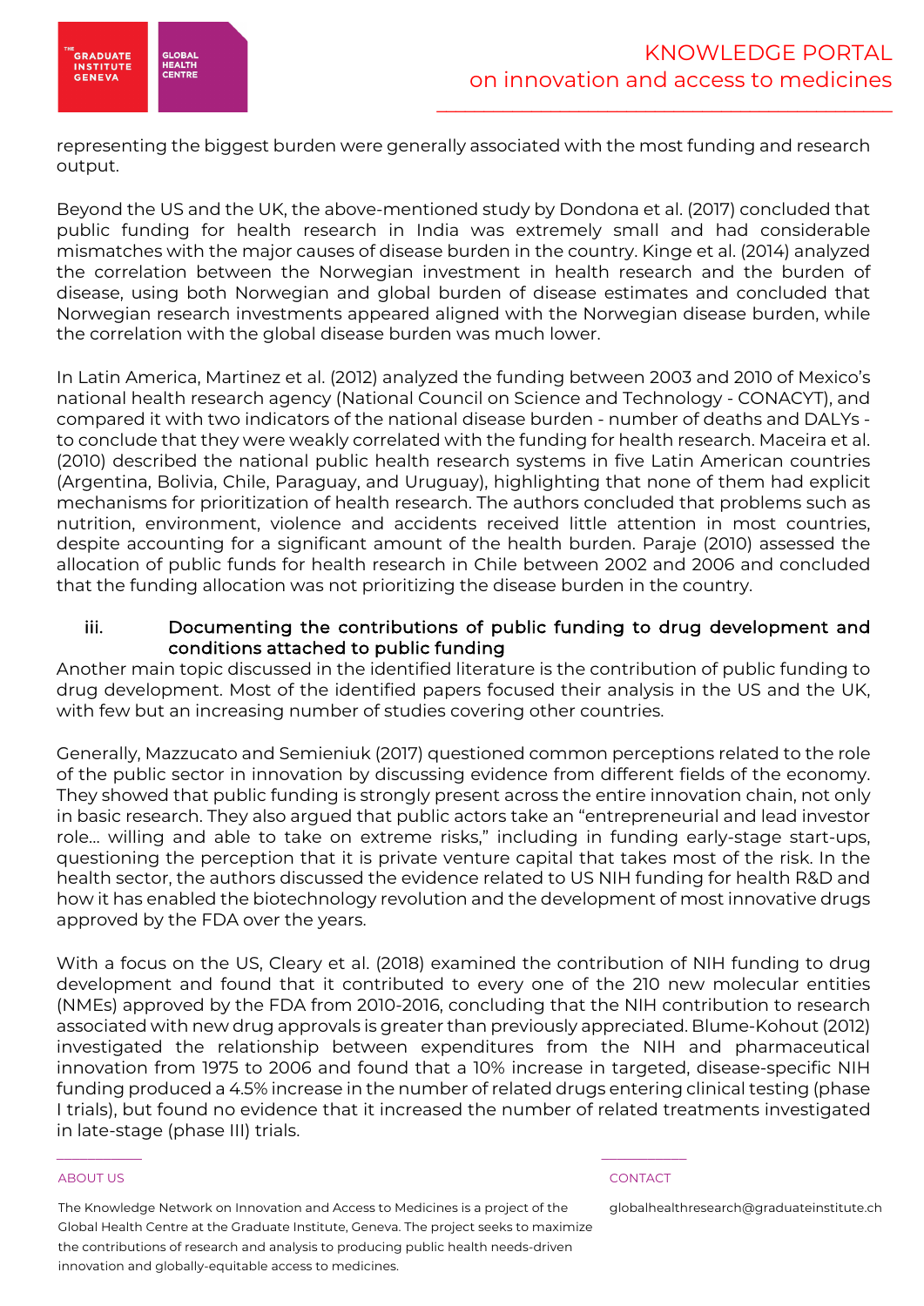representing the biggest burden were generally associated with the most funding and research output.

Beyond the US and the UK, the above-mentioned study by Dondona et al. (2017) concluded that public funding for health research in India was extremely small and had considerable mismatches with the major causes of disease burden in the country. Kinge et al. (2014) analyzed the correlation between the Norwegian investment in health research and the burden of disease, using both Norwegian and global burden of disease estimates and concluded that Norwegian research investments appeared aligned with the Norwegian disease burden, while the correlation with the global disease burden was much lower.

In Latin America, Martinez et al. (2012) analyzed the funding between 2003 and 2010 of Mexico's national health research agency (National Council on Science and Technology - CONACYT), and compared it with two indicators of the national disease burden - number of deaths and DALYs - to conclude that they were weakly correlated with the funding for health research. Maceira et al. (2010) described the national public health research systems in five Latin American countries (Argentina, Bolivia, Chile, Paraguay, and Uruguay), highlighting that none of them had explicit mechanisms for prioritization of health research. The authors concluded that problems such as nutrition, environment, violence and accidents received little attention in most countries, despite accounting for a significant amount of the health burden. Paraje (2010) assessed the allocation of public funds for health research in Chile between 2002 and 2006 and concluded that the funding allocation was not prioritizing the disease burden in the country.

### iii. Documenting the contributions of public funding to drug development and conditions attached to public funding

Another main topic discussed in the identified literature is the contribution of public funding to drug development. Most of the identified papers focused their analysis in the US and the UK, with few but an increasing number of studies covering other countries.

Generally, Mazzucato and Semieniuk (2017) questioned common perceptions related to the role of the public sector in innovation by discussing evidence from different fields of the economy. They showed that public funding is strongly present across the entire innovation chain, not only in basic research. They also argued that public actors take an "entrepreneurial and lead investor role… willing and able to take on extreme risks," including in funding early-stage start-ups, questioning the perception that it is private venture capital that takes most of the risk. In the health sector, the authors discussed the evidence related to US NIH funding for health R&D and how it has enabled the biotechnology revolution and the development of most innovative drugs approved by the FDA over the years.

With a focus on the US, Cleary et al. (2018) examined the contribution of NIH funding to drug development and found that it contributed to every one of the 210 new molecular entities (NMEs) approved by the FDA from 2010-2016, concluding that the NIH contribution to research associated with new drug approvals is greater than previously appreciated. Blume-Kohout (2012) investigated the relationship between expenditures from the NIH and pharmaceutical innovation from 1975 to 2006 and found that a 10% increase in targeted, disease-specific NIH funding produced a 4.5% increase in the number of related drugs entering clinical testing (phase I trials), but found no evidence that it increased the number of related treatments investigated in late-stage (phase III) trials.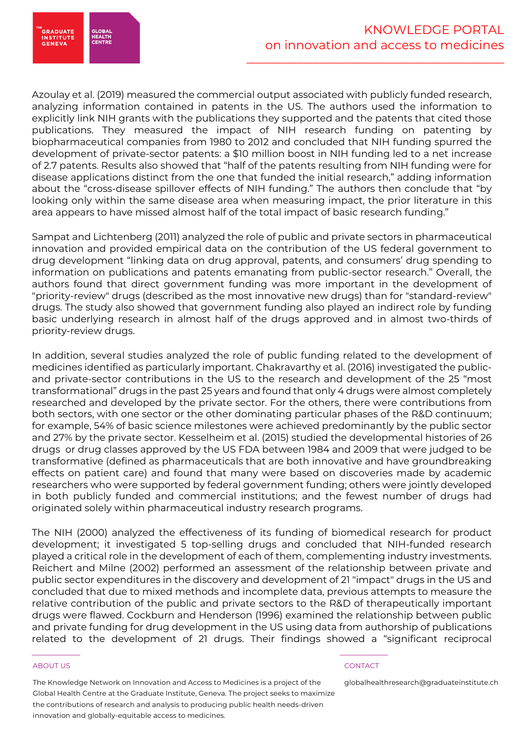Azoulay et al. (2019) measured the commercial output associated with publicly funded research, analyzing information contained in patents in the US. The authors used the information to explicitly link NIH grants with the publications they supported and the patents that cited those publications. They measured the impact of NIH research funding on patenting by biopharmaceutical companies from 1980 to 2012 and concluded that NIH funding spurred the development of private-sector patents: a $10 million boost in NIH funding led to a net increase of 2.7 patents. Results also showed that "half of the patents resulting from NIH funding were for disease applications distinct from the one that funded the initial research," adding information about the "cross-disease spillover effects of NIH funding." The authors then conclude that "by looking only within the same disease area when measuring impact, the prior literature in this area appears to have missed almost half of the total impact of basic research funding."

Sampat and Lichtenberg (2011) analyzed the role of public and private sectors in pharmaceutical innovation and provided empirical data on the contribution of the US federal government to drug development "linking data on drug approval, patents, and consumers' drug spending to information on publications and patents emanating from public-sector research." Overall, the authors found that direct government funding was more important in the development of "priority-review" drugs (described as the most innovative new drugs) than for "standard-review" drugs. The study also showed that government funding also played an indirect role by funding basic underlying research in almost half of the drugs approved and in almost two-thirds of priority-review drugs.

In addition, several studies analyzed the role of public funding related to the development of medicines identified as particularly important. Chakravarthy et al. (2016) investigated the public- and private-sector contributions in the US to the research and development of the 25 "most transformational" drugs in the past 25 years and found that only 4 drugs were almost completely researched and developed by the private sector. For the others, there were contributions from both sectors, with one sector or the other dominating particular phases of the R&D continuum; for example, 54% of basic science milestones were achieved predominantly by the public sector and 27% by the private sector. Kesselheim et al. (2015) studied the developmental histories of 26 drugs or drug classes approved by the US FDA between 1984 and 2009 that were judged to be transformative (defined as pharmaceuticals that are both innovative and have groundbreaking effects on patient care) and found that many were based on discoveries made by academic researchers who were supported by federal government funding; others were jointly developed in both publicly funded and commercial institutions; and the fewest number of drugs had originated solely within pharmaceutical industry research programs.

The NIH (2000) analyzed the effectiveness of its funding of biomedical research for product development; it investigated 5 top-selling drugs and concluded that NIH-funded research played a critical role in the development of each of them, complementing industry investments. Reichert and Milne (2002) performed an assessment of the relationship between private and public sector expenditures in the discovery and development of 21 "impact" drugs in the US and concluded that due to mixed methods and incomplete data, previous attempts to measure the relative contribution of the public and private sectors to the R&D of therapeutically important drugs were flawed. Cockburn and Henderson (1996) examined the relationship between public and private funding for drug development in the US using data from authorship of publications related to the development of 21 drugs. Their findings showed a "significant reciprocal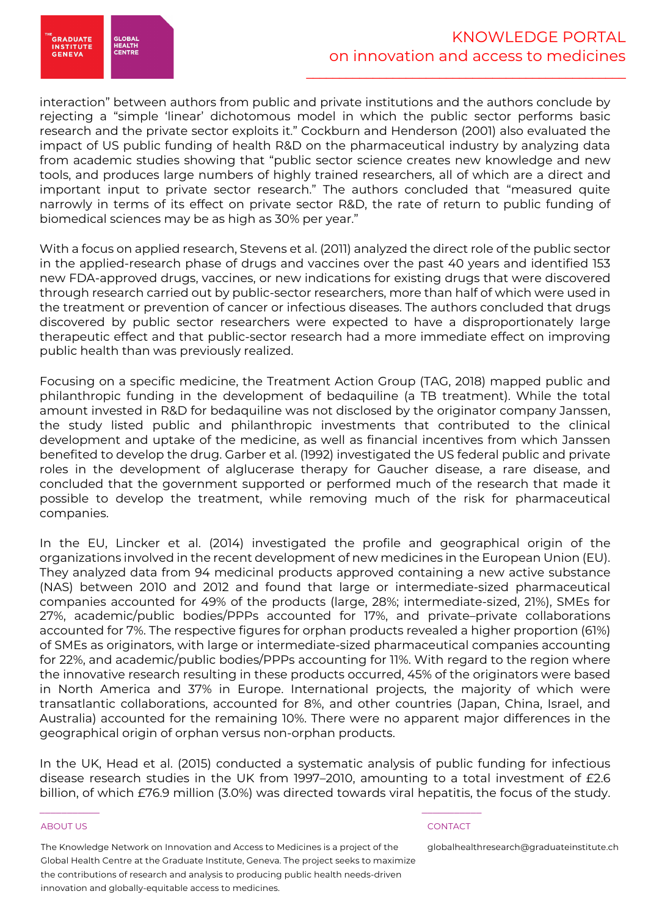interaction" between authors from public and private institutions and the authors conclude by rejecting a "simple 'linear' dichotomous model in which the public sector performs basic research and the private sector exploits it." Cockburn and Henderson (2001) also evaluated the impact of US public funding of health R&D on the pharmaceutical industry by analyzing data from academic studies showing that "public sector science creates new knowledge and new tools, and produces large numbers of highly trained researchers, all of which are a direct and important input to private sector research." The authors concluded that "measured quite narrowly in terms of its effect on private sector R&D, the rate of return to public funding of biomedical sciences may be as high as 30% per year."

With a focus on applied research, Stevens et al. (2011) analyzed the direct role of the public sector in the applied-research phase of drugs and vaccines over the past 40 years and identified 153 new FDA-approved drugs, vaccines, or new indications for existing drugs that were discovered through research carried out by public-sector researchers, more than half of which were used in the treatment or prevention of cancer or infectious diseases. The authors concluded that drugs discovered by public sector researchers were expected to have a disproportionately large therapeutic effect and that public-sector research had a more immediate effect on improving public health than was previously realized.

Focusing on a specific medicine, the Treatment Action Group (TAG, 2018) mapped public and philanthropic funding in the development of bedaquiline (a TB treatment). While the total amount invested in R&D for bedaquiline was not disclosed by the originator company Janssen, the study listed public and philanthropic investments that contributed to the clinical development and uptake of the medicine, as well as financial incentives from which Janssen benefited to develop the drug. Garber et al. (1992) investigated the US federal public and private roles in the development of alglucerase therapy for Gaucher disease, a rare disease, and concluded that the government supported or performed much of the research that made it possible to develop the treatment, while removing much of the risk for pharmaceutical companies.

In the EU, Lincker et al. (2014) investigated the profile and geographical origin of the organizations involved in the recent development of new medicines in the European Union (EU). They analyzed data from 94 medicinal products approved containing a new active substance (NAS) between 2010 and 2012 and found that large or intermediate-sized pharmaceutical companies accounted for 49% of the products (large, 28%; intermediate-sized, 21%), SMEs for 27%, academic/public bodies/PPPs accounted for 17%, and private–private collaborations accounted for 7%. The respective figures for orphan products revealed a higher proportion (61%) of SMEs as originators, with large or intermediate-sized pharmaceutical companies accounting for 22%, and academic/public bodies/PPPs accounting for 11%. With regard to the region where the innovative research resulting in these products occurred, 45% of the originators were based in North America and 37% in Europe. International projects, the majority of which were transatlantic collaborations, accounted for 8%, and other countries (Japan, China, Israel, and Australia) accounted for the remaining 10%. There were no apparent major differences in the geographical origin of orphan versus non-orphan products.

In the UK, Head et al. (2015) conducted a systematic analysis of public funding for infectious disease research studies in the UK from 1997–2010, amounting to a total investment of £2.6 billion, of which £76.9 million (3.0%) was directed towards viral hepatitis, the focus of the study.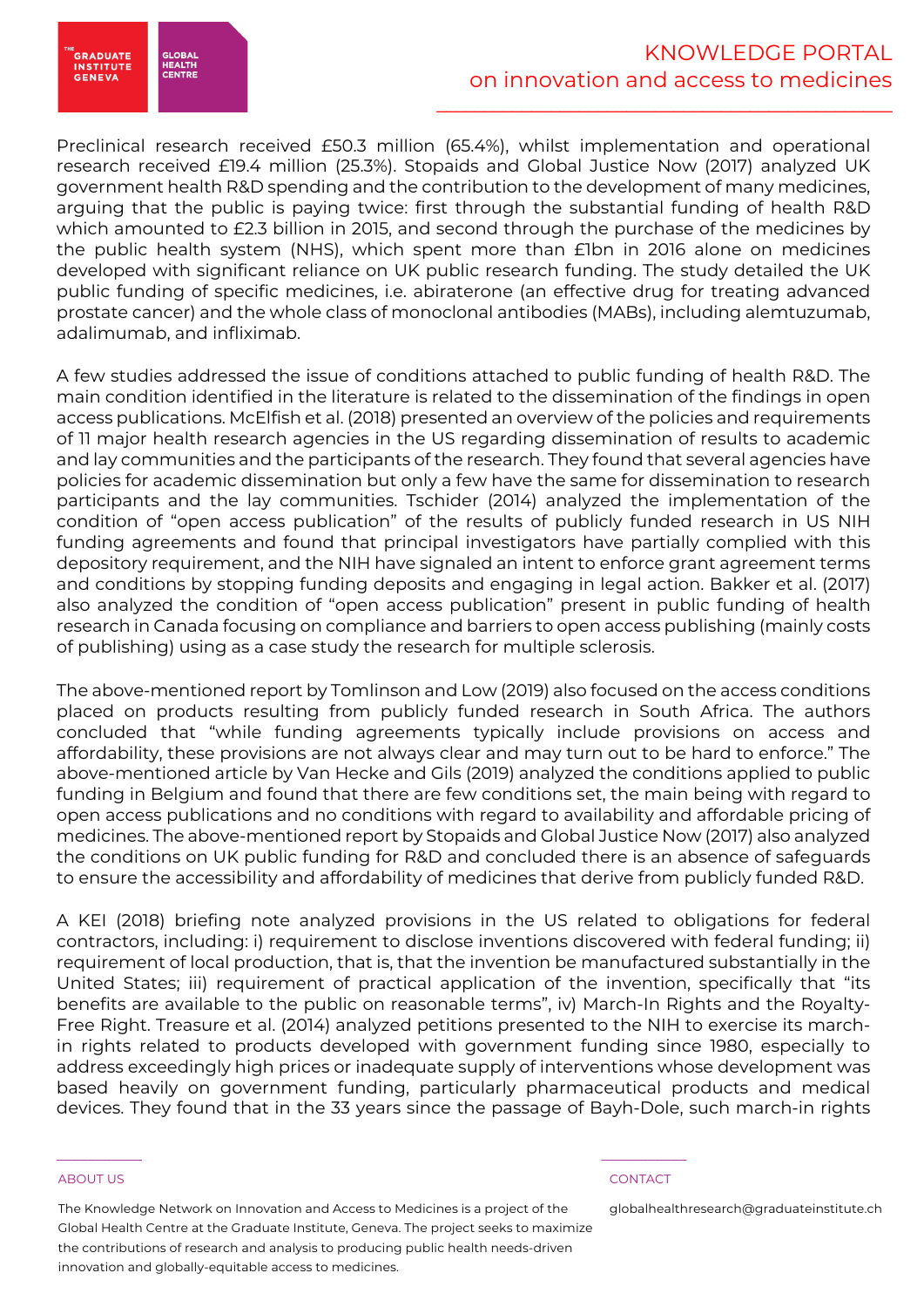Preclinical research received £50.3 million (65.4%), whilst implementation and operational research received £19.4 million (25.3%). Stopaids and Global Justice Now (2017) analyzed UK government health R&D spending and the contribution to the development of many medicines, arguing that the public is paying twice: first through the substantial funding of health R&D which amounted to £2.3 billion in 2015, and second through the purchase of the medicines by the public health system (NHS), which spent more than £1bn in 2016 alone on medicines developed with significant reliance on UK public research funding. The study detailed the UK public funding of specific medicines, i.e. abiraterone (an effective drug for treating advanced prostate cancer) and the whole class of monoclonal antibodies (MABs), including alemtuzumab, adalimumab, and infliximab.

A few studies addressed the issue of conditions attached to public funding of health R&D. The main condition identified in the literature is related to the dissemination of the findings in open access publications. McElfish et al. (2018) presented an overview of the policies and requirements of 11 major health research agencies in the US regarding dissemination of results to academic and lay communities and the participants of the research. They found that several agencies have policies for academic dissemination but only a few have the same for dissemination to research participants and the lay communities. Tschider (2014) analyzed the implementation of the condition of "open access publication" of the results of publicly funded research in US NIH funding agreements and found that principal investigators have partially complied with this depository requirement, and the NIH have signaled an intent to enforce grant agreement terms and conditions by stopping funding deposits and engaging in legal action. Bakker et al. (2017) also analyzed the condition of "open access publication" present in public funding of health research in Canada focusing on compliance and barriers to open access publishing (mainly costs of publishing) using as a case study the research for multiple sclerosis.

The above-mentioned report by Tomlinson and Low (2019) also focused on the access conditions placed on products resulting from publicly funded research in South Africa. The authors concluded that "while funding agreements typically include provisions on access and affordability, these provisions are not always clear and may turn out to be hard to enforce." The above-mentioned article by Van Hecke and Gils (2019) analyzed the conditions applied to public funding in Belgium and found that there are few conditions set, the main being with regard to open access publications and no conditions with regard to availability and affordable pricing of medicines. The above-mentioned report by Stopaids and Global Justice Now (2017) also analyzed the conditions on UK public funding for R&D and concluded there is an absence of safeguards to ensure the accessibility and affordability of medicines that derive from publicly funded R&D.

A KEI (2018) briefing note analyzed provisions in the US related to obligations for federal contractors, including: i) requirement to disclose inventions discovered with federal funding; ii) requirement of local production, that is, that the invention be manufactured substantially in the United States; iii) requirement of practical application of the invention, specifically that "its benefits are available to the public on reasonable terms", iv) March-In Rights and the Royalty-Free Right. Treasure et al. (2014) analyzed petitions presented to the NIH to exercise its march-in rights related to products developed with government funding since 1980, especially to address exceedingly high prices or inadequate supply of interventions whose development was based heavily on government funding, particularly pharmaceutical products and medical devices. They found that in the 33 years since the passage of Bayh-Dole, such march-in rights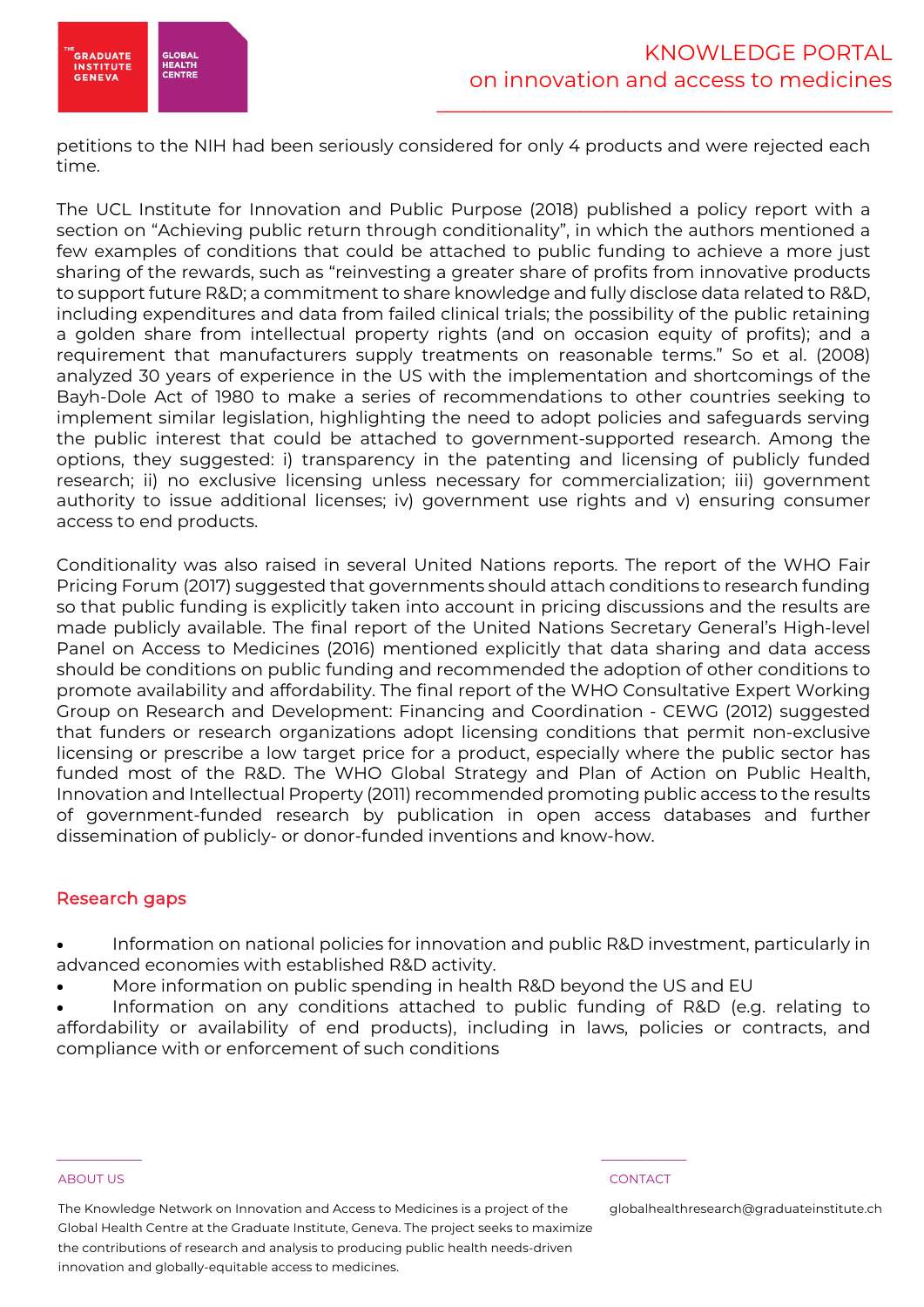petitions to the NIH had been seriously considered for only 4 products and were rejected each time.

The UCL Institute for Innovation and Public Purpose (2018) published a policy report with a section on "Achieving public return through conditionality", in which the authors mentioned a few examples of conditions that could be attached to public funding to achieve a more just sharing of the rewards, such as "reinvesting a greater share of profits from innovative products to support future R&D; a commitment to share knowledge and fully disclose data related to R&D, including expenditures and data from failed clinical trials; the possibility of the public retaining a golden share from intellectual property rights (and on occasion equity of profits); and a requirement that manufacturers supply treatments on reasonable terms." So et al. (2008) analyzed 30 years of experience in the US with the implementation and shortcomings of the Bayh-Dole Act of 1980 to make a series of recommendations to other countries seeking to implement similar legislation, highlighting the need to adopt policies and safeguards serving the public interest that could be attached to government-supported research. Among the options, they suggested: i) transparency in the patenting and licensing of publicly funded research; ii) no exclusive licensing unless necessary for commercialization; iii) government authority to issue additional licenses; iv) government use rights and v) ensuring consumer access to end products.

Conditionality was also raised in several United Nations reports. The report of the WHO Fair Pricing Forum (2017) suggested that governments should attach conditions to research funding so that public funding is explicitly taken into account in pricing discussions and the results are made publicly available. The final report of the United Nations Secretary General's High-level Panel on Access to Medicines (2016) mentioned explicitly that data sharing and data access should be conditions on public funding and recommended the adoption of other conditions to promote availability and affordability. The final report of the WHO Consultative Expert Working Group on Research and Development: Financing and Coordination - CEWG (2012) suggested that funders or research organizations adopt licensing conditions that permit non-exclusive licensing or prescribe a low target price for a product, especially where the public sector has funded most of the R&D. The WHO Global Strategy and Plan of Action on Public Health, Innovation and Intellectual Property (2011) recommended promoting public access to the results of government-funded research by publication in open access databases and further dissemination of publicly- or donor-funded inventions and know-how.

## Research gaps

- Information on national policies for innovation and public R&D investment, particularly in advanced economies with established R&D activity.
- More information on public spending in health R&D beyond the US and EU
- Information on any conditions attached to public funding of R&D (e.g. relating to affordability or availability of end products), including in laws, policies or contracts, and compliance with or enforcement of such conditions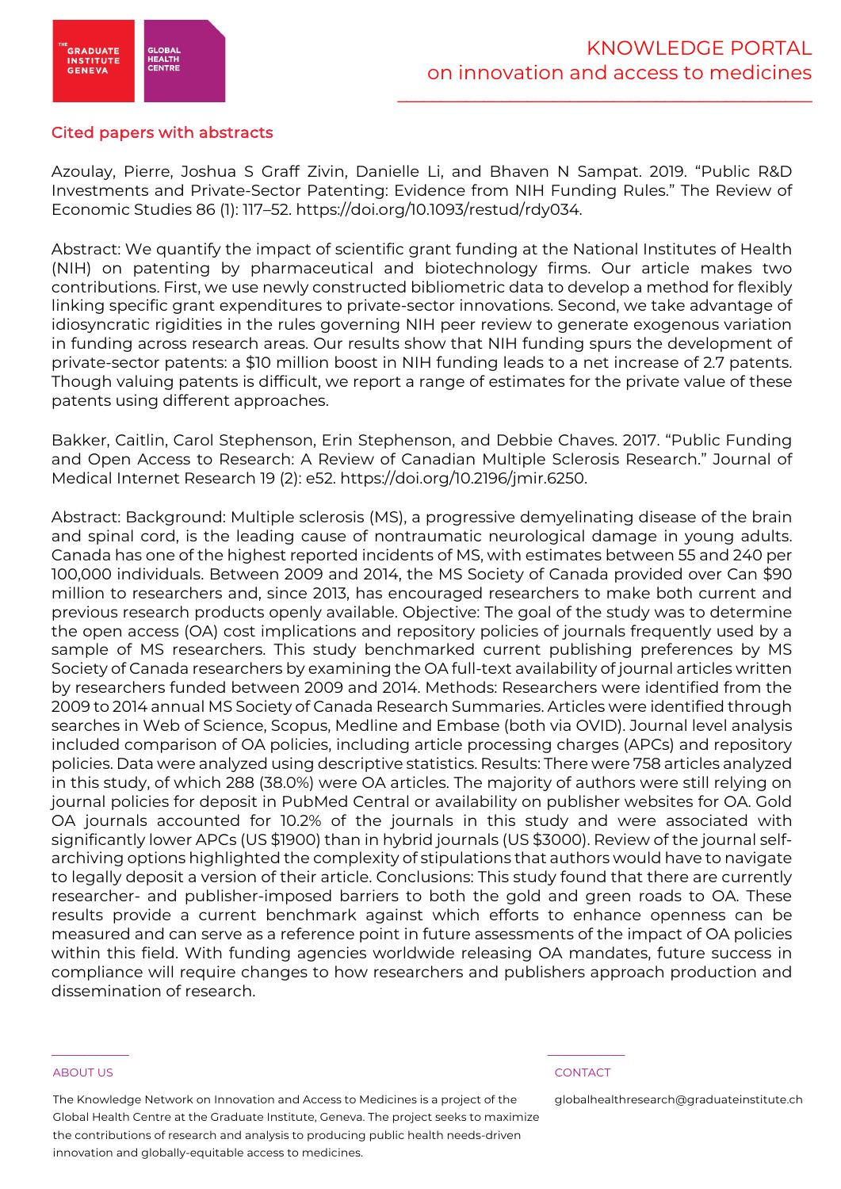## Cited papers with abstracts

Azoulay, Pierre, Joshua S Graff Zivin, Danielle Li, and Bhaven N Sampat. 2019. "Public R&D Investments and Private-Sector Patenting: Evidence from NIH Funding Rules." The Review of Economic Studies 86 (1): 117–52. https://doi.org/10.1093/restud/rdy034.

Abstract: We quantify the impact of scientific grant funding at the National Institutes of Health (NIH) on patenting by pharmaceutical and biotechnology firms. Our article makes two contributions. First, we use newly constructed bibliometric data to develop a method for flexibly linking specific grant expenditures to private-sector innovations. Second, we take advantage of idiosyncratic rigidities in the rules governing NIH peer review to generate exogenous variation in funding across research areas. Our results show that NIH funding spurs the development of private-sector patents: a $10 million boost in NIH funding leads to a net increase of 2.7 patents. Though valuing patents is difficult, we report a range of estimates for the private value of these patents using different approaches.

Bakker, Caitlin, Carol Stephenson, Erin Stephenson, and Debbie Chaves. 2017. "Public Funding and Open Access to Research: A Review of Canadian Multiple Sclerosis Research." Journal of Medical Internet Research 19 (2): e52. https://doi.org/10.2196/jmir.6250.

Abstract: Background: Multiple sclerosis (MS), a progressive demyelinating disease of the brain and spinal cord, is the leading cause of nontraumatic neurological damage in young adults. Canada has one of the highest reported incidents of MS, with estimates between 55 and 240 per 100,000 individuals. Between 2009 and 2014, the MS Society of Canada provided over Can $90 million to researchers and, since 2013, has encouraged researchers to make both current and previous research products openly available. Objective: The goal of the study was to determine the open access (OA) cost implications and repository policies of journals frequently used by a sample of MS researchers. This study benchmarked current publishing preferences by MS Society of Canada researchers by examining the OA full-text availability of journal articles written by researchers funded between 2009 and 2014. Methods: Researchers were identified from the 2009 to 2014 annual MS Society of Canada Research Summaries. Articles were identified through searches in Web of Science, Scopus, Medline and Embase (both via OVID). Journal level analysis included comparison of OA policies, including article processing charges (APCs) and repository policies. Data were analyzed using descriptive statistics. Results: There were 758 articles analyzed in this study, of which 288 (38.0%) were OA articles. The majority of authors were still relying on journal policies for deposit in PubMed Central or availability on publisher websites for OA. Gold OA journals accounted for 10.2% of the journals in this study and were associated with significantly lower APCs (US $1900) than in hybrid journals (US $3000). Review of the journal self-archiving options highlighted the complexity of stipulations that authors would have to navigate to legally deposit a version of their article. Conclusions: This study found that there are currently researcher- and publisher-imposed barriers to both the gold and green roads to OA. These results provide a current benchmark against which efforts to enhance openness can be measured and can serve as a reference point in future assessments of the impact of OA policies within this field. With funding agencies worldwide releasing OA mandates, future success in compliance will require changes to how researchers and publishers approach production and dissemination of research.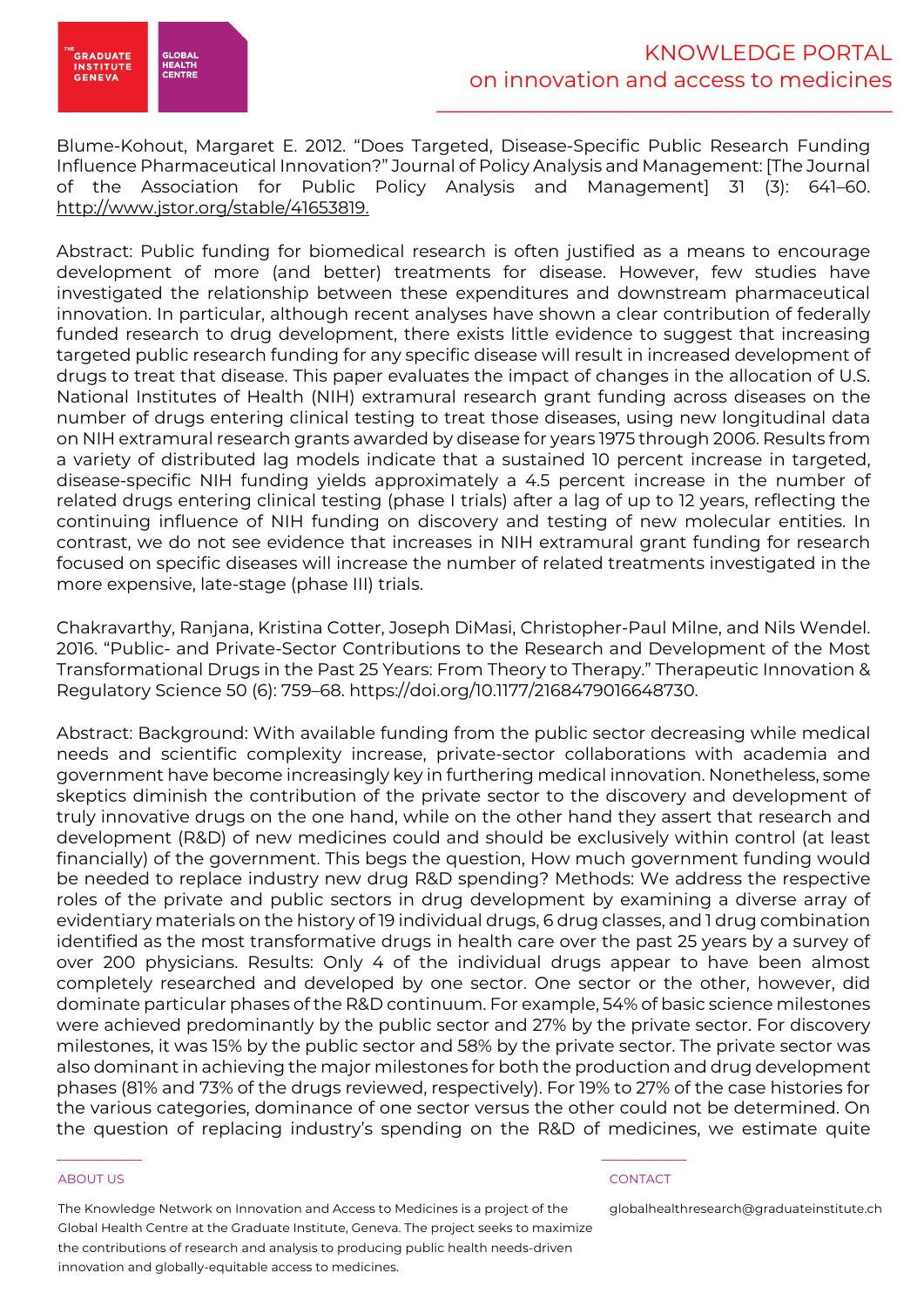Blume-Kohout, Margaret E. 2012. "Does Targeted, Disease-Specific Public Research Funding Influence Pharmaceutical Innovation?" Journal of Policy Analysis and Management: [The Journal of the Association for Public Policy Analysis and Management] 31 (3): 641–60. http://www.jstor.org/stable/41653819.

Abstract: Public funding for biomedical research is often justified as a means to encourage development of more (and better) treatments for disease. However, few studies have investigated the relationship between these expenditures and downstream pharmaceutical innovation. In particular, although recent analyses have shown a clear contribution of federally funded research to drug development, there exists little evidence to suggest that increasing targeted public research funding for any specific disease will result in increased development of drugs to treat that disease. This paper evaluates the impact of changes in the allocation of U.S. National Institutes of Health (NIH) extramural research grant funding across diseases on the number of drugs entering clinical testing to treat those diseases, using new longitudinal data on NIH extramural research grants awarded by disease for years 1975 through 2006. Results from a variety of distributed lag models indicate that a sustained 10 percent increase in targeted, disease-specific NIH funding yields approximately a 4.5 percent increase in the number of related drugs entering clinical testing (phase I trials) after a lag of up to 12 years, reflecting the continuing influence of NIH funding on discovery and testing of new molecular entities. In contrast, we do not see evidence that increases in NIH extramural grant funding for research focused on specific diseases will increase the number of related treatments investigated in the more expensive, late-stage (phase III) trials.

Chakravarthy, Ranjana, Kristina Cotter, Joseph DiMasi, Christopher-Paul Milne, and Nils Wendel. 2016. "Public- and Private-Sector Contributions to the Research and Development of the Most Transformational Drugs in the Past 25 Years: From Theory to Therapy." Therapeutic Innovation & Regulatory Science 50 (6): 759–68. https://doi.org/10.1177/2168479016648730.

Abstract: Background: With available funding from the public sector decreasing while medical needs and scientific complexity increase, private-sector collaborations with academia and government have become increasingly key in furthering medical innovation. Nonetheless, some skeptics diminish the contribution of the private sector to the discovery and development of truly innovative drugs on the one hand, while on the other hand they assert that research and development (R&D) of new medicines could and should be exclusively within control (at least financially) of the government. This begs the question, How much government funding would be needed to replace industry new drug R&D spending? Methods: We address the respective roles of the private and public sectors in drug development by examining a diverse array of evidentiary materials on the history of 19 individual drugs, 6 drug classes, and 1 drug combination identified as the most transformative drugs in health care over the past 25 years by a survey of over 200 physicians. Results: Only 4 of the individual drugs appear to have been almost completely researched and developed by one sector. One sector or the other, however, did dominate particular phases of the R&D continuum. For example, 54% of basic science milestones were achieved predominantly by the public sector and 27% by the private sector. For discovery milestones, it was 15% by the public sector and 58% by the private sector. The private sector was also dominant in achieving the major milestones for both the production and drug development phases (81% and 73% of the drugs reviewed, respectively). For 19% to 27% of the case histories for the various categories, dominance of one sector versus the other could not be determined. On the question of replacing industry's spending on the R&D of medicines, we estimate quite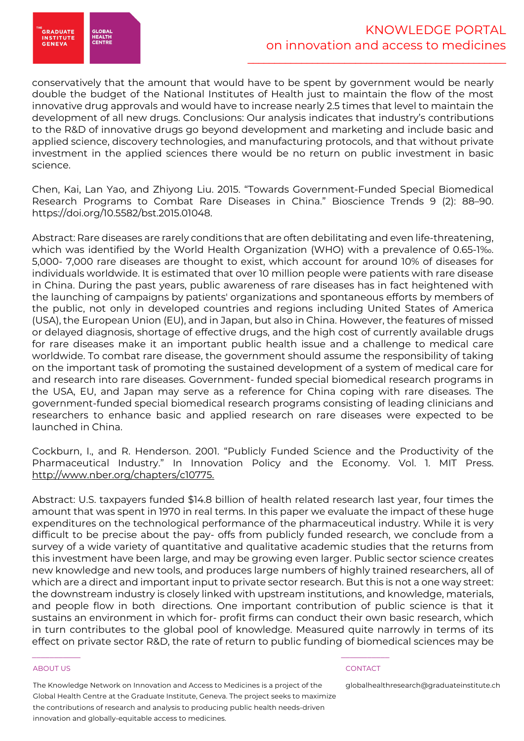conservatively that the amount that would have to be spent by government would be nearly double the budget of the National Institutes of Health just to maintain the flow of the most innovative drug approvals and would have to increase nearly 2.5 times that level to maintain the development of all new drugs. Conclusions: Our analysis indicates that industry's contributions to the R&D of innovative drugs go beyond development and marketing and include basic and applied science, discovery technologies, and manufacturing protocols, and that without private investment in the applied sciences there would be no return on public investment in basic science.

Chen, Kai, Lan Yao, and Zhiyong Liu. 2015. "Towards Government-Funded Special Biomedical Research Programs to Combat Rare Diseases in China." Bioscience Trends 9 (2): 88–90. https://doi.org/10.5582/bst.2015.01048.

Abstract: Rare diseases are rarely conditions that are often debilitating and even life-threatening, which was identified by the World Health Organization (WHO) with a prevalence of 0.65-1‰. 5,000- 7,000 rare diseases are thought to exist, which account for around 10% of diseases for individuals worldwide. It is estimated that over 10 million people were patients with rare disease in China. During the past years, public awareness of rare diseases has in fact heightened with the launching of campaigns by patients' organizations and spontaneous efforts by members of the public, not only in developed countries and regions including United States of America (USA), the European Union (EU), and in Japan, but also in China. However, the features of missed or delayed diagnosis, shortage of effective drugs, and the high cost of currently available drugs for rare diseases make it an important public health issue and a challenge to medical care worldwide. To combat rare disease, the government should assume the responsibility of taking on the important task of promoting the sustained development of a system of medical care for and research into rare diseases. Government- funded special biomedical research programs in the USA, EU, and Japan may serve as a reference for China coping with rare diseases. The government-funded special biomedical research programs consisting of leading clinicians and researchers to enhance basic and applied research on rare diseases were expected to be launched in China.

Cockburn, I., and R. Henderson. 2001. "Publicly Funded Science and the Productivity of the Pharmaceutical Industry." In Innovation Policy and the Economy. Vol. 1. MIT Press. http://www.nber.org/chapters/c10775.

Abstract: U.S. taxpayers funded $14.8 billion of health related research last year, four times the amount that was spent in 1970 in real terms. In this paper we evaluate the impact of these huge expenditures on the technological performance of the pharmaceutical industry. While it is very difficult to be precise about the pay- offs from publicly funded research, we conclude from a survey of a wide variety of quantitative and qualitative academic studies that the returns from this investment have been large, and may be growing even larger. Public sector science creates new knowledge and new tools, and produces large numbers of highly trained researchers, all of which are a direct and important input to private sector research. But this is not a one way street: the downstream industry is closely linked with upstream institutions, and knowledge, materials, and people flow in both directions. One important contribution of public science is that it sustains an environment in which for- profit firms can conduct their own basic research, which in turn contributes to the global pool of knowledge. Measured quite narrowly in terms of its effect on private sector R&D, the rate of return to public funding of biomedical sciences may be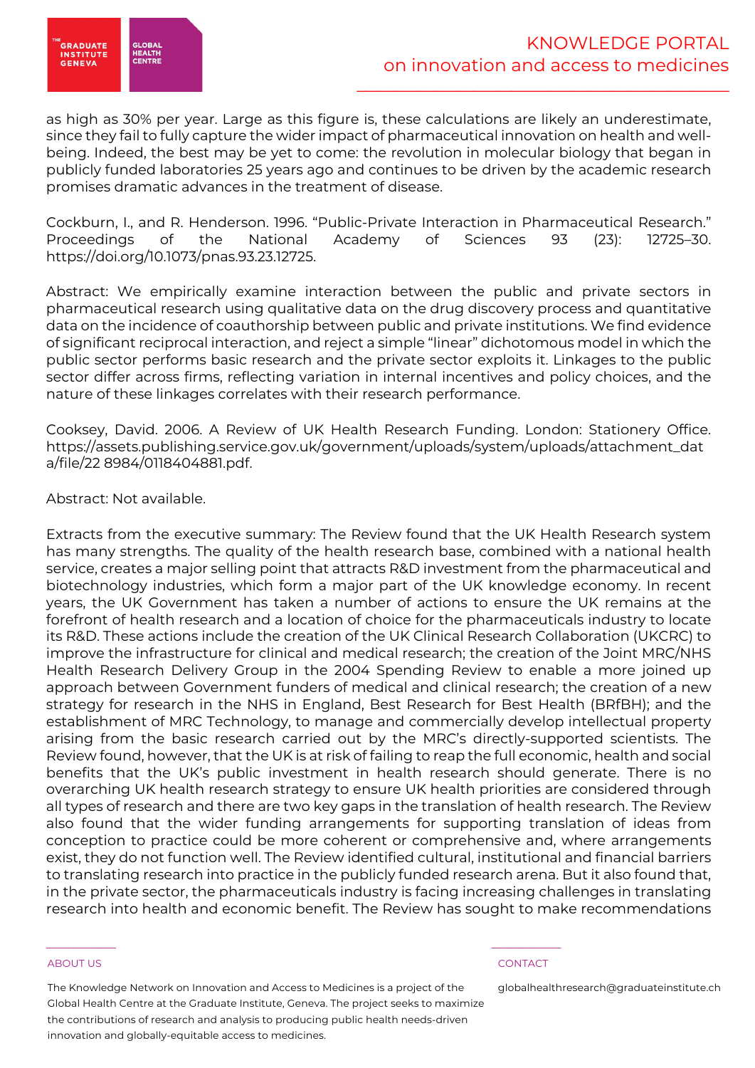as high as 30% per year. Large as this figure is, these calculations are likely an underestimate, since they fail to fully capture the wider impact of pharmaceutical innovation on health and well-being. Indeed, the best may be yet to come: the revolution in molecular biology that began in publicly funded laboratories 25 years ago and continues to be driven by the academic research promises dramatic advances in the treatment of disease.

Cockburn, I., and R. Henderson. 1996. "Public-Private Interaction in Pharmaceutical Research." Proceedings of the National Academy of Sciences 93 (23): 12725–30. https://doi.org/10.1073/pnas.93.23.12725.

Abstract: We empirically examine interaction between the public and private sectors in pharmaceutical research using qualitative data on the drug discovery process and quantitative data on the incidence of coauthorship between public and private institutions. We find evidence of significant reciprocal interaction, and reject a simple "linear" dichotomous model in which the public sector performs basic research and the private sector exploits it. Linkages to the public sector differ across firms, reflecting variation in internal incentives and policy choices, and the nature of these linkages correlates with their research performance.

Cooksey, David. 2006. A Review of UK Health Research Funding. London: Stationery Office. https://assets.publishing.service.gov.uk/government/uploads/system/uploads/attachment_data/file/228984/0118404881.pdf.

Abstract: Not available.

Extracts from the executive summary: The Review found that the UK Health Research system has many strengths. The quality of the health research base, combined with a national health service, creates a major selling point that attracts R&D investment from the pharmaceutical and biotechnology industries, which form a major part of the UK knowledge economy. In recent years, the UK Government has taken a number of actions to ensure the UK remains at the forefront of health research and a location of choice for the pharmaceuticals industry to locate its R&D. These actions include the creation of the UK Clinical Research Collaboration (UKCRC) to improve the infrastructure for clinical and medical research; the creation of the Joint MRC/NHS Health Research Delivery Group in the 2004 Spending Review to enable a more joined up approach between Government funders of medical and clinical research; the creation of a new strategy for research in the NHS in England, Best Research for Best Health (BRfBH); and the establishment of MRC Technology, to manage and commercially develop intellectual property arising from the basic research carried out by the MRC's directly-supported scientists. The Review found, however, that the UK is at risk of failing to reap the full economic, health and social benefits that the UK's public investment in health research should generate. There is no overarching UK health research strategy to ensure UK health priorities are considered through all types of research and there are two key gaps in the translation of health research. The Review also found that the wider funding arrangements for supporting translation of ideas from conception to practice could be more coherent or comprehensive and, where arrangements exist, they do not function well. The Review identified cultural, institutional and financial barriers to translating research into practice in the publicly funded research arena. But it also found that, in the private sector, the pharmaceuticals industry is facing increasing challenges in translating research into health and economic benefit. The Review has sought to make recommendations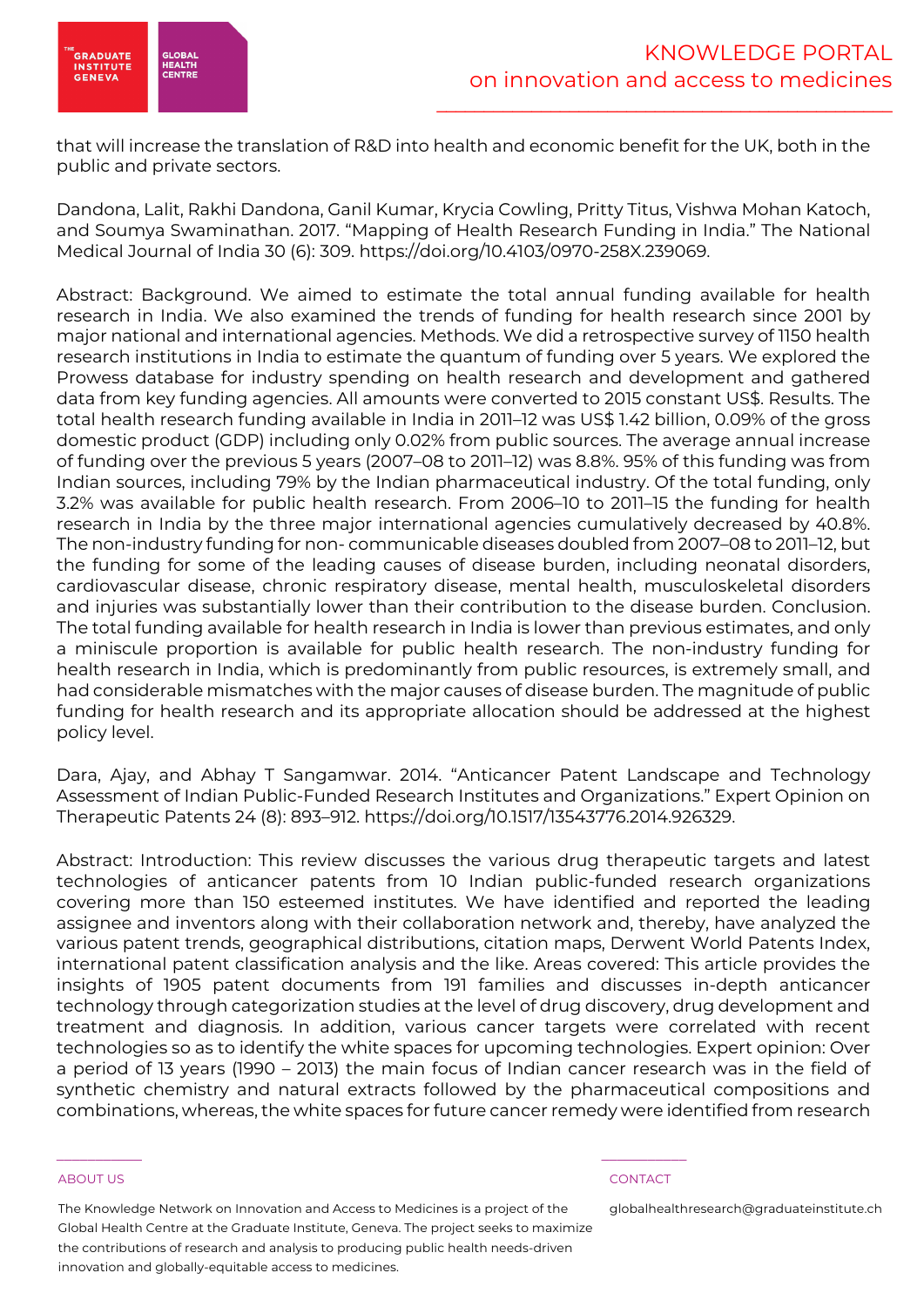that will increase the translation of R&D into health and economic benefit for the UK, both in the public and private sectors.

Dandona, Lalit, Rakhi Dandona, Ganil Kumar, Krycia Cowling, Pritty Titus, Vishwa Mohan Katoch, and Soumya Swaminathan. 2017. "Mapping of Health Research Funding in India." The National Medical Journal of India 30 (6): 309. https://doi.org/10.4103/0970-258X.239069.

Abstract: Background. We aimed to estimate the total annual funding available for health research in India. We also examined the trends of funding for health research since 2001 by major national and international agencies. Methods. We did a retrospective survey of 1150 health research institutions in India to estimate the quantum of funding over 5 years. We explored the Prowess database for industry spending on health research and development and gathered data from key funding agencies. All amounts were converted to 2015 constant US$. Results. The total health research funding available in India in 2011–12 was US$ 1.42 billion, 0.09% of the gross domestic product (GDP) including only 0.02% from public sources. The average annual increase of funding over the previous 5 years (2007–08 to 2011–12) was 8.8%. 95% of this funding was from Indian sources, including 79% by the Indian pharmaceutical industry. Of the total funding, only 3.2% was available for public health research. From 2006–10 to 2011–15 the funding for health research in India by the three major international agencies cumulatively decreased by 40.8%. The non-industry funding for non- communicable diseases doubled from 2007–08 to 2011–12, but the funding for some of the leading causes of disease burden, including neonatal disorders, cardiovascular disease, chronic respiratory disease, mental health, musculoskeletal disorders and injuries was substantially lower than their contribution to the disease burden. Conclusion. The total funding available for health research in India is lower than previous estimates, and only a miniscule proportion is available for public health research. The non-industry funding for health research in India, which is predominantly from public resources, is extremely small, and had considerable mismatches with the major causes of disease burden. The magnitude of public funding for health research and its appropriate allocation should be addressed at the highest policy level.

Dara, Ajay, and Abhay T Sangamwar. 2014. "Anticancer Patent Landscape and Technology Assessment of Indian Public-Funded Research Institutes and Organizations." Expert Opinion on Therapeutic Patents 24 (8): 893–912. https://doi.org/10.1517/13543776.2014.926329.

Abstract: Introduction: This review discusses the various drug therapeutic targets and latest technologies of anticancer patents from 10 Indian public-funded research organizations covering more than 150 esteemed institutes. We have identified and reported the leading assignee and inventors along with their collaboration network and, thereby, have analyzed the various patent trends, geographical distributions, citation maps, Derwent World Patents Index, international patent classification analysis and the like. Areas covered: This article provides the insights of 1905 patent documents from 191 families and discusses in-depth anticancer technology through categorization studies at the level of drug discovery, drug development and treatment and diagnosis. In addition, various cancer targets were correlated with recent technologies so as to identify the white spaces for upcoming technologies. Expert opinion: Over a period of 13 years (1990 – 2013) the main focus of Indian cancer research was in the field of synthetic chemistry and natural extracts followed by the pharmaceutical compositions and combinations, whereas, the white spaces for future cancer remedy were identified from research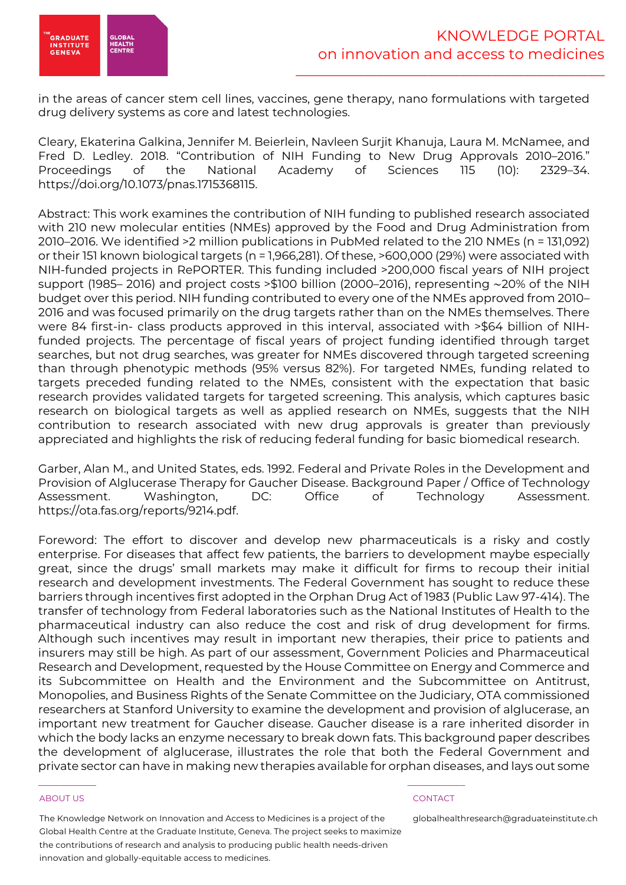in the areas of cancer stem cell lines, vaccines, gene therapy, nano formulations with targeted drug delivery systems as core and latest technologies.

Cleary, Ekaterina Galkina, Jennifer M. Beierlein, Navleen Surjit Khanuja, Laura M. McNamee, and Fred D. Ledley. 2018. "Contribution of NIH Funding to New Drug Approvals 2010–2016." Proceedings of the National Academy of Sciences 115 (10): 2329–34. https://doi.org/10.1073/pnas.1715368115.

Abstract: This work examines the contribution of NIH funding to published research associated with 210 new molecular entities (NMEs) approved by the Food and Drug Administration from 2010–2016. We identified >2 million publications in PubMed related to the 210 NMEs (n = 131,092) or their 151 known biological targets (n = 1,966,281). Of these, >600,000 (29%) were associated with NIH-funded projects in RePORTER. This funding included >200,000 fiscal years of NIH project support (1985– 2016) and project costs >$100 billion (2000–2016), representing ~20% of the NIH budget over this period. NIH funding contributed to every one of the NMEs approved from 2010–2016 and was focused primarily on the drug targets rather than on the NMEs themselves. There were 84 first-in- class products approved in this interval, associated with >$64 billion of NIH-funded projects. The percentage of fiscal years of project funding identified through target searches, but not drug searches, was greater for NMEs discovered through targeted screening than through phenotypic methods (95% versus 82%). For targeted NMEs, funding related to targets preceded funding related to the NMEs, consistent with the expectation that basic research provides validated targets for targeted screening. This analysis, which captures basic research on biological targets as well as applied research on NMEs, suggests that the NIH contribution to research associated with new drug approvals is greater than previously appreciated and highlights the risk of reducing federal funding for basic biomedical research.

Garber, Alan M., and United States, eds. 1992. Federal and Private Roles in the Development and Provision of Alglucerase Therapy for Gaucher Disease. Background Paper / Office of Technology Assessment. Washington, DC: Office of Technology Assessment. https://ota.fas.org/reports/9214.pdf.

Foreword: The effort to discover and develop new pharmaceuticals is a risky and costly enterprise. For diseases that affect few patients, the barriers to development maybe especially great, since the drugs' small markets may make it difficult for firms to recoup their initial research and development investments. The Federal Government has sought to reduce these barriers through incentives first adopted in the Orphan Drug Act of 1983 (Public Law 97-414). The transfer of technology from Federal laboratories such as the National Institutes of Health to the pharmaceutical industry can also reduce the cost and risk of drug development for firms. Although such incentives may result in important new therapies, their price to patients and insurers may still be high. As part of our assessment, Government Policies and Pharmaceutical Research and Development, requested by the House Committee on Energy and Commerce and its Subcommittee on Health and the Environment and the Subcommittee on Antitrust, Monopolies, and Business Rights of the Senate Committee on the Judiciary, OTA commissioned researchers at Stanford University to examine the development and provision of alglucerase, an important new treatment for Gaucher disease. Gaucher disease is a rare inherited disorder in which the body lacks an enzyme necessary to break down fats. This background paper describes the development of alglucerase, illustrates the role that both the Federal Government and private sector can have in making new therapies available for orphan diseases, and lays out some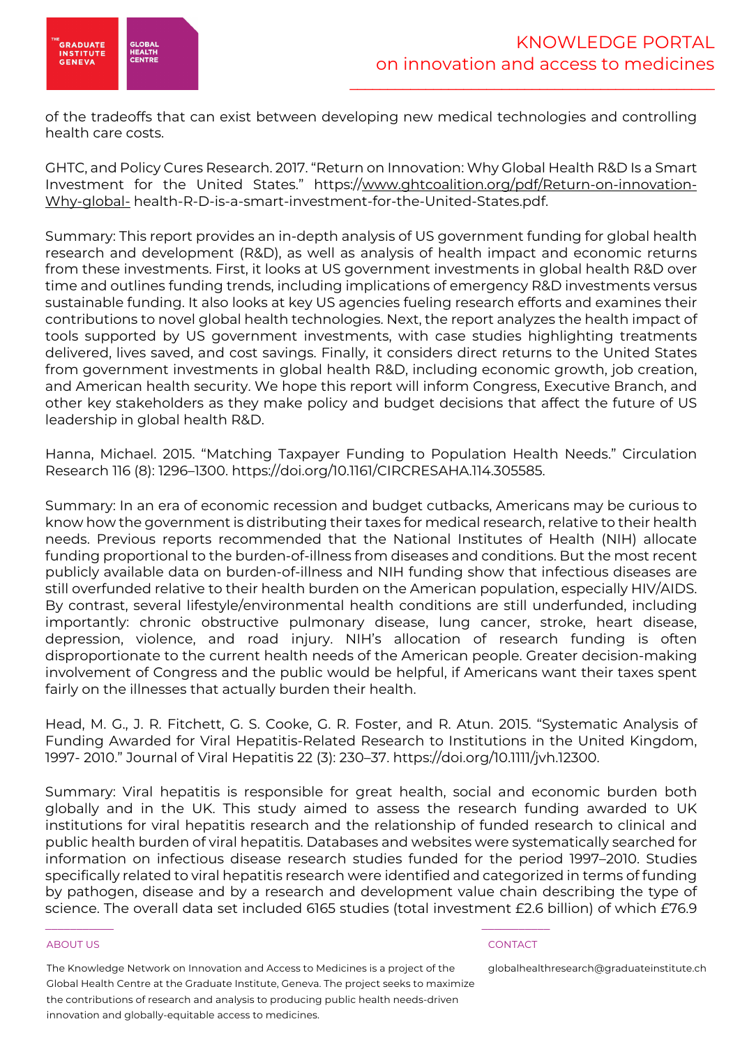of the tradeoffs that can exist between developing new medical technologies and controlling health care costs.

GHTC, and Policy Cures Research. 2017. "Return on Innovation: Why Global Health R&D Is a Smart Investment for the United States." https://www.ghtcoalition.org/pdf/Return-on-innovation-Why-global- health-R-D-is-a-smart-investment-for-the-United-States.pdf.

Summary: This report provides an in-depth analysis of US government funding for global health research and development (R&D), as well as analysis of health impact and economic returns from these investments. First, it looks at US government investments in global health R&D over time and outlines funding trends, including implications of emergency R&D investments versus sustainable funding. It also looks at key US agencies fueling research efforts and examines their contributions to novel global health technologies. Next, the report analyzes the health impact of tools supported by US government investments, with case studies highlighting treatments delivered, lives saved, and cost savings. Finally, it considers direct returns to the United States from government investments in global health R&D, including economic growth, job creation, and American health security. We hope this report will inform Congress, Executive Branch, and other key stakeholders as they make policy and budget decisions that affect the future of US leadership in global health R&D.

Hanna, Michael. 2015. "Matching Taxpayer Funding to Population Health Needs." Circulation Research 116 (8): 1296–1300. https://doi.org/10.1161/CIRCRESAHA.114.305585.

Summary: In an era of economic recession and budget cutbacks, Americans may be curious to know how the government is distributing their taxes for medical research, relative to their health needs. Previous reports recommended that the National Institutes of Health (NIH) allocate funding proportional to the burden-of-illness from diseases and conditions. But the most recent publicly available data on burden-of-illness and NIH funding show that infectious diseases are still overfunded relative to their health burden on the American population, especially HIV/AIDS. By contrast, several lifestyle/environmental health conditions are still underfunded, including importantly: chronic obstructive pulmonary disease, lung cancer, stroke, heart disease, depression, violence, and road injury. NIH's allocation of research funding is often disproportionate to the current health needs of the American people. Greater decision-making involvement of Congress and the public would be helpful, if Americans want their taxes spent fairly on the illnesses that actually burden their health.

Head, M. G., J. R. Fitchett, G. S. Cooke, G. R. Foster, and R. Atun. 2015. "Systematic Analysis of Funding Awarded for Viral Hepatitis-Related Research to Institutions in the United Kingdom, 1997- 2010." Journal of Viral Hepatitis 22 (3): 230–37. https://doi.org/10.1111/jvh.12300.

Summary: Viral hepatitis is responsible for great health, social and economic burden both globally and in the UK. This study aimed to assess the research funding awarded to UK institutions for viral hepatitis research and the relationship of funded research to clinical and public health burden of viral hepatitis. Databases and websites were systematically searched for information on infectious disease research studies funded for the period 1997–2010. Studies specifically related to viral hepatitis research were identified and categorized in terms of funding by pathogen, disease and by a research and development value chain describing the type of science. The overall data set included 6165 studies (total investment £2.6 billion) of which £76.9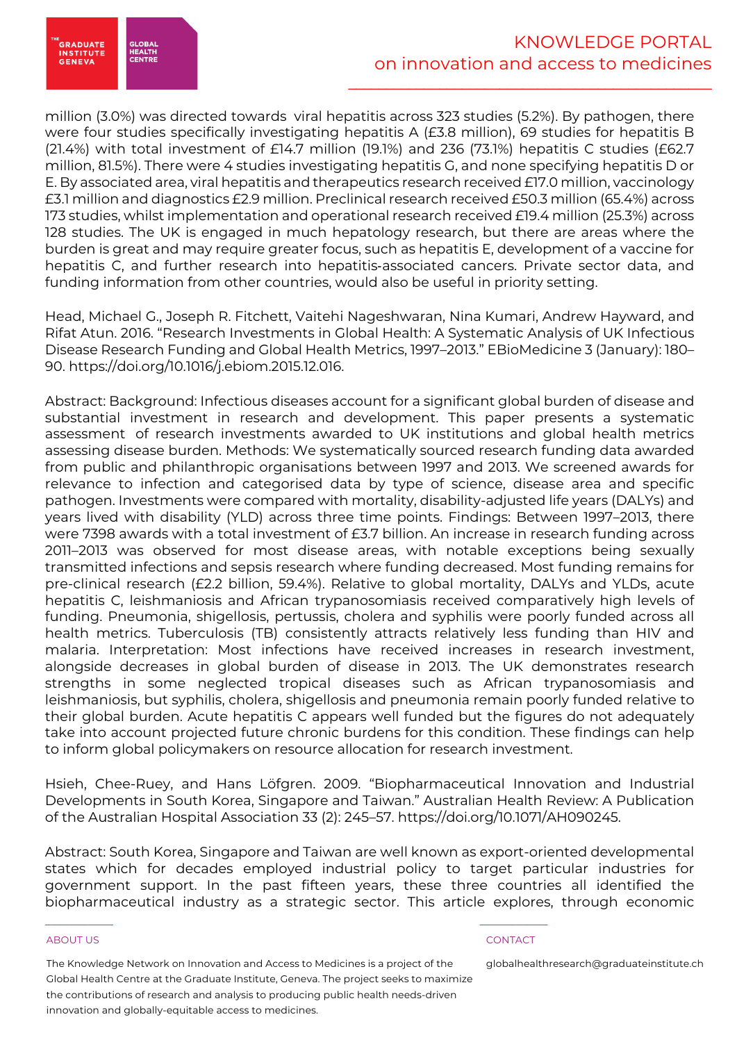million (3.0%) was directed towards viral hepatitis across 323 studies (5.2%). By pathogen, there were four studies specifically investigating hepatitis A (£3.8 million), 69 studies for hepatitis B (21.4%) with total investment of £14.7 million (19.1%) and 236 (73.1%) hepatitis C studies (£62.7 million, 81.5%). There were 4 studies investigating hepatitis G, and none specifying hepatitis D or E. By associated area, viral hepatitis and therapeutics research received £17.0 million, vaccinology £3.1 million and diagnostics £2.9 million. Preclinical research received £50.3 million (65.4%) across 173 studies, whilst implementation and operational research received £19.4 million (25.3%) across 128 studies. The UK is engaged in much hepatology research, but there are areas where the burden is great and may require greater focus, such as hepatitis E, development of a vaccine for hepatitis C, and further research into hepatitis-associated cancers. Private sector data, and funding information from other countries, would also be useful in priority setting.

Head, Michael G., Joseph R. Fitchett, Vaitehi Nageshwaran, Nina Kumari, Andrew Hayward, and Rifat Atun. 2016. "Research Investments in Global Health: A Systematic Analysis of UK Infectious Disease Research Funding and Global Health Metrics, 1997–2013." EBioMedicine 3 (January): 180–90. https://doi.org/10.1016/j.ebiom.2015.12.016.

Abstract: Background: Infectious diseases account for a significant global burden of disease and substantial investment in research and development. This paper presents a systematic assessment of research investments awarded to UK institutions and global health metrics assessing disease burden. Methods: We systematically sourced research funding data awarded from public and philanthropic organisations between 1997 and 2013. We screened awards for relevance to infection and categorised data by type of science, disease area and specific pathogen. Investments were compared with mortality, disability-adjusted life years (DALYs) and years lived with disability (YLD) across three time points. Findings: Between 1997–2013, there were 7398 awards with a total investment of £3.7 billion. An increase in research funding across 2011–2013 was observed for most disease areas, with notable exceptions being sexually transmitted infections and sepsis research where funding decreased. Most funding remains for pre-clinical research (£2.2 billion, 59.4%). Relative to global mortality, DALYs and YLDs, acute hepatitis C, leishmaniosis and African trypanosomiasis received comparatively high levels of funding. Pneumonia, shigellosis, pertussis, cholera and syphilis were poorly funded across all health metrics. Tuberculosis (TB) consistently attracts relatively less funding than HIV and malaria. Interpretation: Most infections have received increases in research investment, alongside decreases in global burden of disease in 2013. The UK demonstrates research strengths in some neglected tropical diseases such as African trypanosomiasis and leishmaniosis, but syphilis, cholera, shigellosis and pneumonia remain poorly funded relative to their global burden. Acute hepatitis C appears well funded but the figures do not adequately take into account projected future chronic burdens for this condition. These findings can help to inform global policymakers on resource allocation for research investment.

Hsieh, Chee-Ruey, and Hans Löfgren. 2009. "Biopharmaceutical Innovation and Industrial Developments in South Korea, Singapore and Taiwan." Australian Health Review: A Publication of the Australian Hospital Association 33 (2): 245–57. https://doi.org/10.1071/AH090245.

Abstract: South Korea, Singapore and Taiwan are well known as export-oriented developmental states which for decades employed industrial policy to target particular industries for government support. In the past fifteen years, these three countries all identified the biopharmaceutical industry as a strategic sector. This article explores, through economic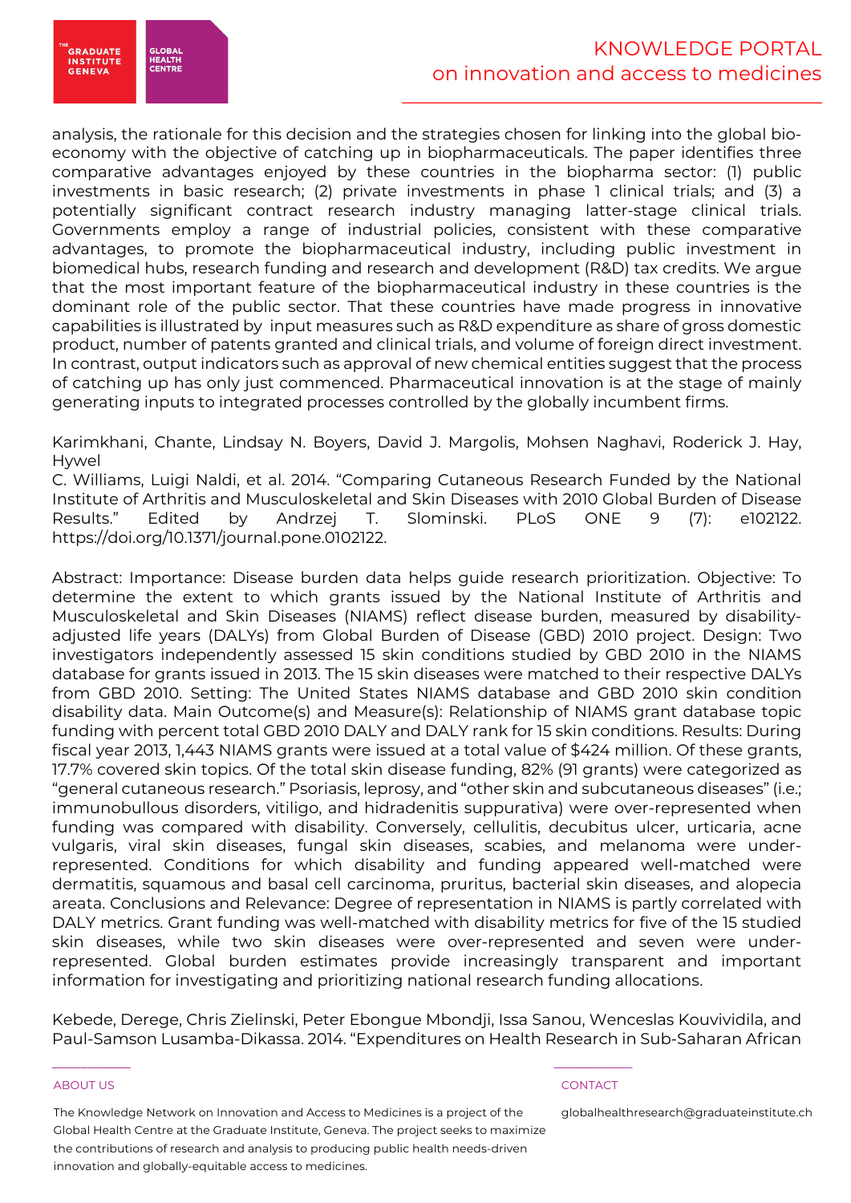analysis, the rationale for this decision and the strategies chosen for linking into the global bio-economy with the objective of catching up in biopharmaceuticals. The paper identifies three comparative advantages enjoyed by these countries in the biopharma sector: (1) public investments in basic research; (2) private investments in phase 1 clinical trials; and (3) a potentially significant contract research industry managing latter-stage clinical trials. Governments employ a range of industrial policies, consistent with these comparative advantages, to promote the biopharmaceutical industry, including public investment in biomedical hubs, research funding and research and development (R&D) tax credits. We argue that the most important feature of the biopharmaceutical industry in these countries is the dominant role of the public sector. That these countries have made progress in innovative capabilities is illustrated by input measures such as R&D expenditure as share of gross domestic product, number of patents granted and clinical trials, and volume of foreign direct investment. In contrast, output indicators such as approval of new chemical entities suggest that the process of catching up has only just commenced. Pharmaceutical innovation is at the stage of mainly generating inputs to integrated processes controlled by the globally incumbent firms.

Karimkhani, Chante, Lindsay N. Boyers, David J. Margolis, Mohsen Naghavi, Roderick J. Hay, Hywel
C. Williams, Luigi Naldi, et al. 2014. "Comparing Cutaneous Research Funded by the National Institute of Arthritis and Musculoskeletal and Skin Diseases with 2010 Global Burden of Disease Results." Edited by Andrzej T. Slominski. PLoS ONE 9 (7): e102122. https://doi.org/10.1371/journal.pone.0102122.

Abstract: Importance: Disease burden data helps guide research prioritization. Objective: To determine the extent to which grants issued by the National Institute of Arthritis and Musculoskeletal and Skin Diseases (NIAMS) reflect disease burden, measured by disability-adjusted life years (DALYs) from Global Burden of Disease (GBD) 2010 project. Design: Two investigators independently assessed 15 skin conditions studied by GBD 2010 in the NIAMS database for grants issued in 2013. The 15 skin diseases were matched to their respective DALYs from GBD 2010. Setting: The United States NIAMS database and GBD 2010 skin condition disability data. Main Outcome(s) and Measure(s): Relationship of NIAMS grant database topic funding with percent total GBD 2010 DALY and DALY rank for 15 skin conditions. Results: During fiscal year 2013, 1,443 NIAMS grants were issued at a total value of $424 million. Of these grants, 17.7% covered skin topics. Of the total skin disease funding, 82% (91 grants) were categorized as "general cutaneous research." Psoriasis, leprosy, and "other skin and subcutaneous diseases" (i.e.; immunobullous disorders, vitiligo, and hidradenitis suppurativa) were over-represented when funding was compared with disability. Conversely, cellulitis, decubitus ulcer, urticaria, acne vulgaris, viral skin diseases, fungal skin diseases, scabies, and melanoma were under-represented. Conditions for which disability and funding appeared well-matched were dermatitis, squamous and basal cell carcinoma, pruritus, bacterial skin diseases, and alopecia areata. Conclusions and Relevance: Degree of representation in NIAMS is partly correlated with DALY metrics. Grant funding was well-matched with disability metrics for five of the 15 studied skin diseases, while two skin diseases were over-represented and seven were under-represented. Global burden estimates provide increasingly transparent and important information for investigating and prioritizing national research funding allocations.

Kebede, Derege, Chris Zielinski, Peter Ebongue Mbondji, Issa Sanou, Wenceslas Kouvividila, and Paul-Samson Lusamba-Dikassa. 2014. "Expenditures on Health Research in Sub-Saharan African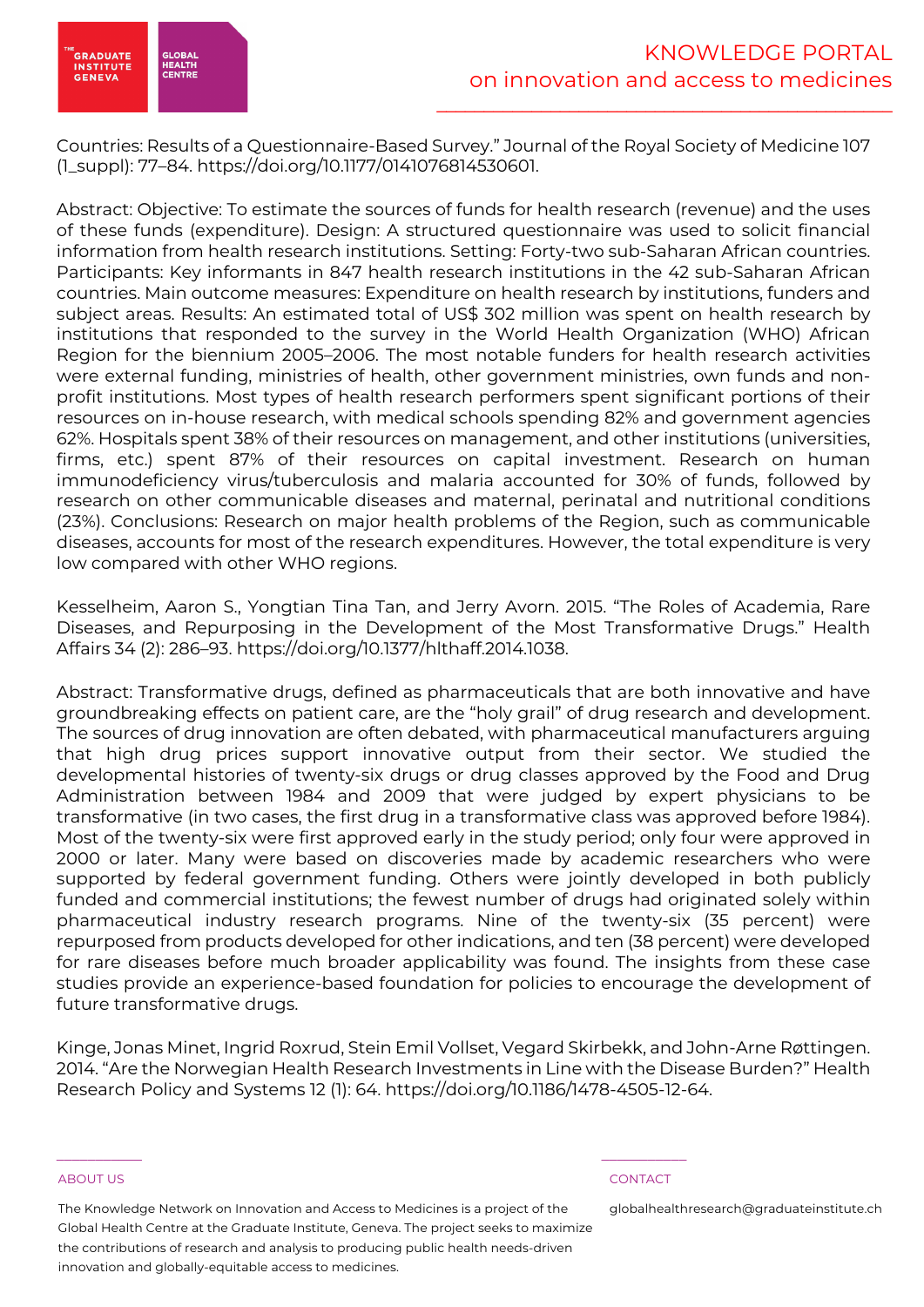Countries: Results of a Questionnaire-Based Survey." Journal of the Royal Society of Medicine 107 (1_suppl): 77–84. https://doi.org/10.1177/0141076814530601.

Abstract: Objective: To estimate the sources of funds for health research (revenue) and the uses of these funds (expenditure). Design: A structured questionnaire was used to solicit financial information from health research institutions. Setting: Forty-two sub-Saharan African countries. Participants: Key informants in 847 health research institutions in the 42 sub-Saharan African countries. Main outcome measures: Expenditure on health research by institutions, funders and subject areas. Results: An estimated total of US$ 302 million was spent on health research by institutions that responded to the survey in the World Health Organization (WHO) African Region for the biennium 2005–2006. The most notable funders for health research activities were external funding, ministries of health, other government ministries, own funds and non-profit institutions. Most types of health research performers spent significant portions of their resources on in-house research, with medical schools spending 82% and government agencies 62%. Hospitals spent 38% of their resources on management, and other institutions (universities, firms, etc.) spent 87% of their resources on capital investment. Research on human immunodeficiency virus/tuberculosis and malaria accounted for 30% of funds, followed by research on other communicable diseases and maternal, perinatal and nutritional conditions (23%). Conclusions: Research on major health problems of the Region, such as communicable diseases, accounts for most of the research expenditures. However, the total expenditure is very low compared with other WHO regions.

Kesselheim, Aaron S., Yongtian Tina Tan, and Jerry Avorn. 2015. "The Roles of Academia, Rare Diseases, and Repurposing in the Development of the Most Transformative Drugs." Health Affairs 34 (2): 286–93. https://doi.org/10.1377/hlthaff.2014.1038.

Abstract: Transformative drugs, defined as pharmaceuticals that are both innovative and have groundbreaking effects on patient care, are the "holy grail" of drug research and development. The sources of drug innovation are often debated, with pharmaceutical manufacturers arguing that high drug prices support innovative output from their sector. We studied the developmental histories of twenty-six drugs or drug classes approved by the Food and Drug Administration between 1984 and 2009 that were judged by expert physicians to be transformative (in two cases, the first drug in a transformative class was approved before 1984). Most of the twenty-six were first approved early in the study period; only four were approved in 2000 or later. Many were based on discoveries made by academic researchers who were supported by federal government funding. Others were jointly developed in both publicly funded and commercial institutions; the fewest number of drugs had originated solely within pharmaceutical industry research programs. Nine of the twenty-six (35 percent) were repurposed from products developed for other indications, and ten (38 percent) were developed for rare diseases before much broader applicability was found. The insights from these case studies provide an experience-based foundation for policies to encourage the development of future transformative drugs.

Kinge, Jonas Minet, Ingrid Roxrud, Stein Emil Vollset, Vegard Skirbekk, and John-Arne Røttingen. 2014. "Are the Norwegian Health Research Investments in Line with the Disease Burden?" Health Research Policy and Systems 12 (1): 64. https://doi.org/10.1186/1478-4505-12-64.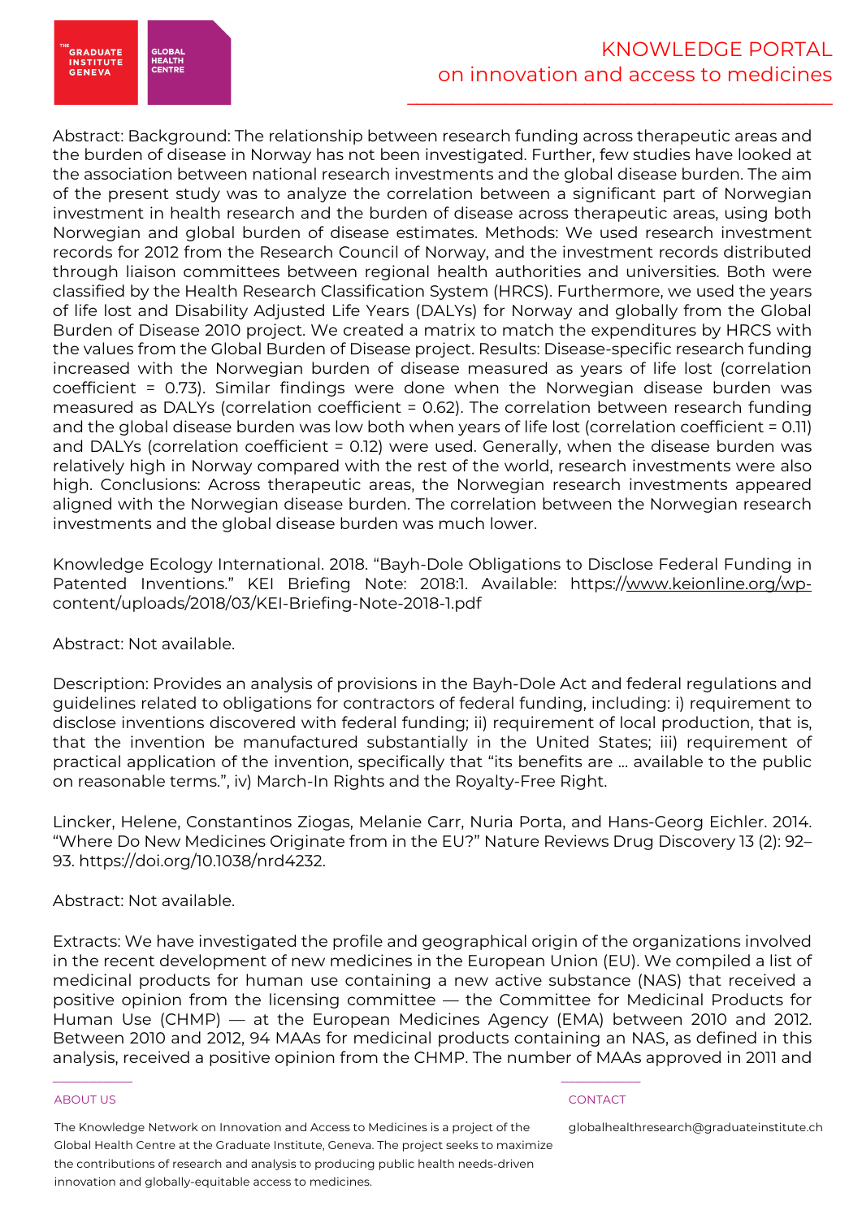Abstract: Background: The relationship between research funding across therapeutic areas and the burden of disease in Norway has not been investigated. Further, few studies have looked at the association between national research investments and the global disease burden. The aim of the present study was to analyze the correlation between a significant part of Norwegian investment in health research and the burden of disease across therapeutic areas, using both Norwegian and global burden of disease estimates. Methods: We used research investment records for 2012 from the Research Council of Norway, and the investment records distributed through liaison committees between regional health authorities and universities. Both were classified by the Health Research Classification System (HRCS). Furthermore, we used the years of life lost and Disability Adjusted Life Years (DALYs) for Norway and globally from the Global Burden of Disease 2010 project. We created a matrix to match the expenditures by HRCS with the values from the Global Burden of Disease project. Results: Disease-specific research funding increased with the Norwegian burden of disease measured as years of life lost (correlation coefficient = 0.73). Similar findings were done when the Norwegian disease burden was measured as DALYs (correlation coefficient = 0.62). The correlation between research funding and the global disease burden was low both when years of life lost (correlation coefficient = 0.11) and DALYs (correlation coefficient = 0.12) were used. Generally, when the disease burden was relatively high in Norway compared with the rest of the world, research investments were also high. Conclusions: Across therapeutic areas, the Norwegian research investments appeared aligned with the Norwegian disease burden. The correlation between the Norwegian research investments and the global disease burden was much lower.

Knowledge Ecology International. 2018. "Bayh-Dole Obligations to Disclose Federal Funding in Patented Inventions." KEI Briefing Note: 2018:1. Available: https://www.keionline.org/wp-content/uploads/2018/03/KEI-Briefing-Note-2018-1.pdf

Abstract: Not available.

Description: Provides an analysis of provisions in the Bayh-Dole Act and federal regulations and guidelines related to obligations for contractors of federal funding, including: i) requirement to disclose inventions discovered with federal funding; ii) requirement of local production, that is, that the invention be manufactured substantially in the United States; iii) requirement of practical application of the invention, specifically that "its benefits are ... available to the public on reasonable terms.", iv) March-In Rights and the Royalty-Free Right.

Lincker, Helene, Constantinos Ziogas, Melanie Carr, Nuria Porta, and Hans-Georg Eichler. 2014. "Where Do New Medicines Originate from in the EU?" Nature Reviews Drug Discovery 13 (2): 92–93. https://doi.org/10.1038/nrd4232.

Abstract: Not available.

Extracts: We have investigated the profile and geographical origin of the organizations involved in the recent development of new medicines in the European Union (EU). We compiled a list of medicinal products for human use containing a new active substance (NAS) that received a positive opinion from the licensing committee — the Committee for Medicinal Products for Human Use (CHMP) — at the European Medicines Agency (EMA) between 2010 and 2012. Between 2010 and 2012, 94 MAAs for medicinal products containing an NAS, as defined in this analysis, received a positive opinion from the CHMP. The number of MAAs approved in 2011 and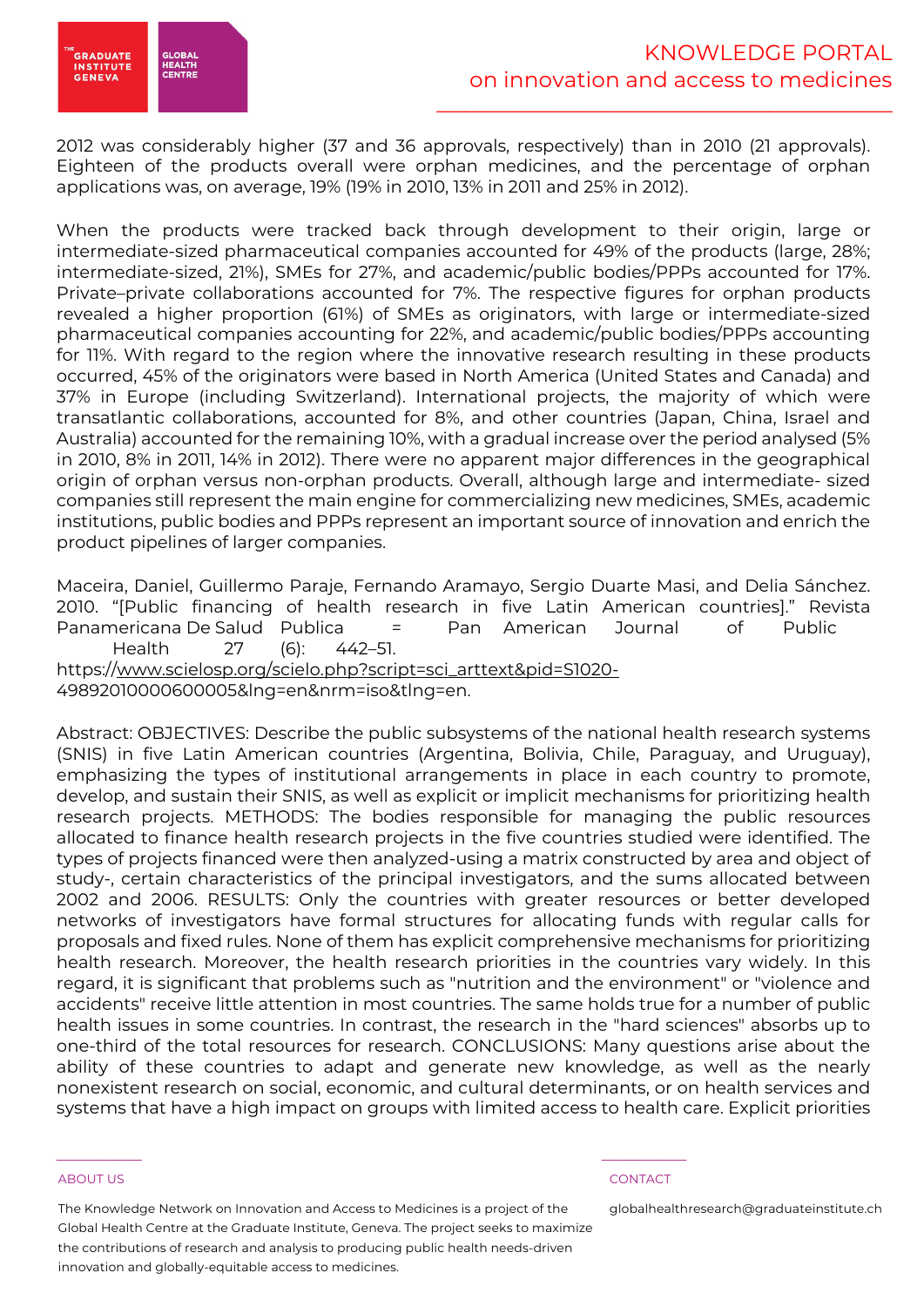2012 was considerably higher (37 and 36 approvals, respectively) than in 2010 (21 approvals). Eighteen of the products overall were orphan medicines, and the percentage of orphan applications was, on average, 19% (19% in 2010, 13% in 2011 and 25% in 2012).

When the products were tracked back through development to their origin, large or intermediate-sized pharmaceutical companies accounted for 49% of the products (large, 28%; intermediate-sized, 21%), SMEs for 27%, and academic/public bodies/PPPs accounted for 17%. Private–private collaborations accounted for 7%. The respective figures for orphan products revealed a higher proportion (61%) of SMEs as originators, with large or intermediate-sized pharmaceutical companies accounting for 22%, and academic/public bodies/PPPs accounting for 11%. With regard to the region where the innovative research resulting in these products occurred, 45% of the originators were based in North America (United States and Canada) and 37% in Europe (including Switzerland). International projects, the majority of which were transatlantic collaborations, accounted for 8%, and other countries (Japan, China, Israel and Australia) accounted for the remaining 10%, with a gradual increase over the period analysed (5% in 2010, 8% in 2011, 14% in 2012). There were no apparent major differences in the geographical origin of orphan versus non-orphan products. Overall, although large and intermediate- sized companies still represent the main engine for commercializing new medicines, SMEs, academic institutions, public bodies and PPPs represent an important source of innovation and enrich the product pipelines of larger companies.

Maceira, Daniel, Guillermo Paraje, Fernando Aramayo, Sergio Duarte Masi, and Delia Sánchez. 2010. "[Public financing of health research in five Latin American countries]." Revista Panamericana De Salud Publica = Pan American Journal of Public Health 27 (6): 442–51. https://www.scielosp.org/scielo.php?script=sci_arttext&pid=S1020-49892010000600005&lng=en&nrm=iso&tlng=en.

Abstract: OBJECTIVES: Describe the public subsystems of the national health research systems (SNIS) in five Latin American countries (Argentina, Bolivia, Chile, Paraguay, and Uruguay), emphasizing the types of institutional arrangements in place in each country to promote, develop, and sustain their SNIS, as well as explicit or implicit mechanisms for prioritizing health research projects. METHODS: The bodies responsible for managing the public resources allocated to finance health research projects in the five countries studied were identified. The types of projects financed were then analyzed-using a matrix constructed by area and object of study-, certain characteristics of the principal investigators, and the sums allocated between 2002 and 2006. RESULTS: Only the countries with greater resources or better developed networks of investigators have formal structures for allocating funds with regular calls for proposals and fixed rules. None of them has explicit comprehensive mechanisms for prioritizing health research. Moreover, the health research priorities in the countries vary widely. In this regard, it is significant that problems such as "nutrition and the environment" or "violence and accidents" receive little attention in most countries. The same holds true for a number of public health issues in some countries. In contrast, the research in the "hard sciences" absorbs up to one-third of the total resources for research. CONCLUSIONS: Many questions arise about the ability of these countries to adapt and generate new knowledge, as well as the nearly nonexistent research on social, economic, and cultural determinants, or on health services and systems that have a high impact on groups with limited access to health care. Explicit priorities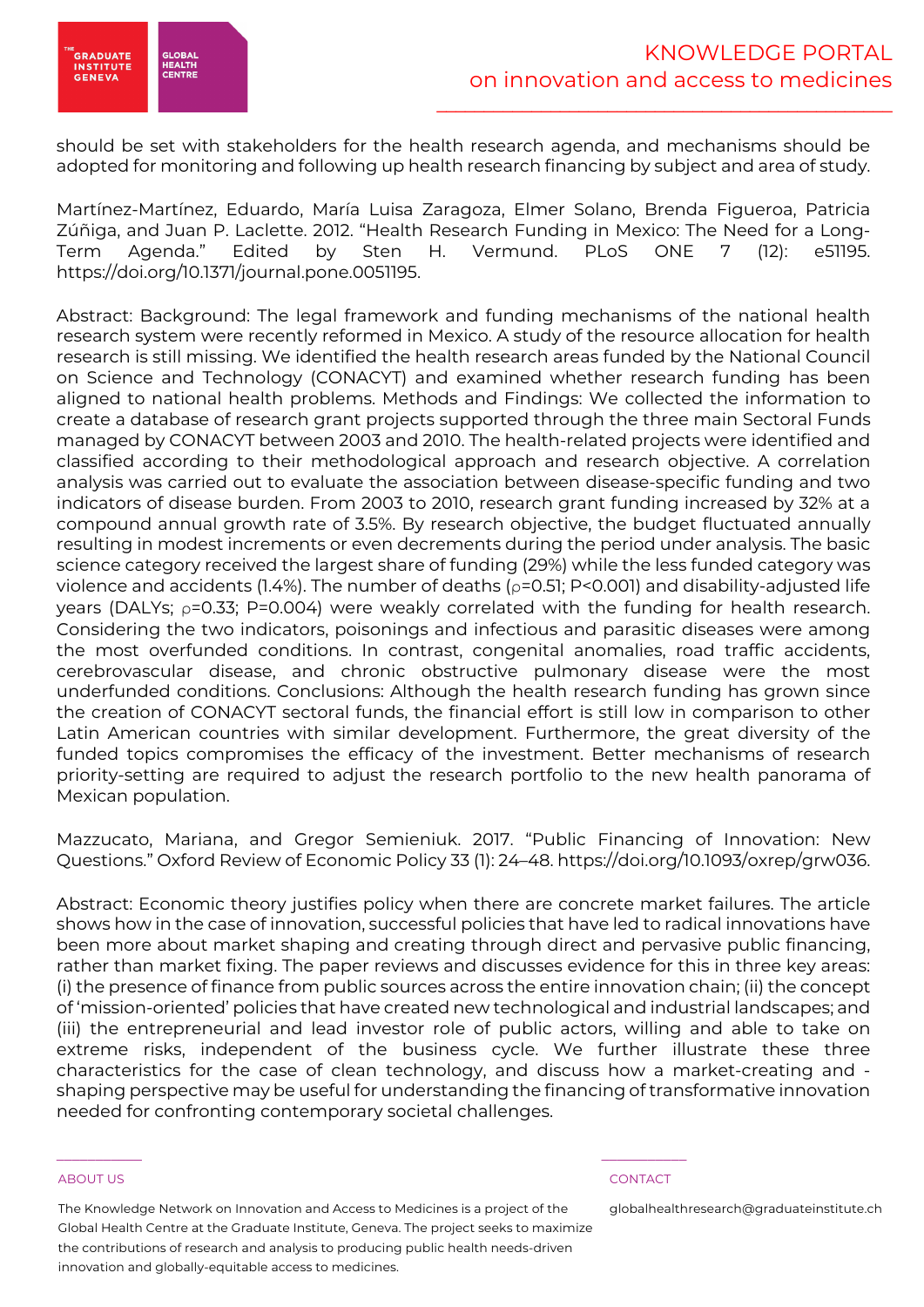should be set with stakeholders for the health research agenda, and mechanisms should be adopted for monitoring and following up health research financing by subject and area of study.

Martínez-Martínez, Eduardo, María Luisa Zaragoza, Elmer Solano, Brenda Figueroa, Patricia Zúñiga, and Juan P. Laclette. 2012. "Health Research Funding in Mexico: The Need for a Long-Term Agenda." Edited by Sten H. Vermund. PLoS ONE 7 (12): e51195. https://doi.org/10.1371/journal.pone.0051195.

Abstract: Background: The legal framework and funding mechanisms of the national health research system were recently reformed in Mexico. A study of the resource allocation for health research is still missing. We identified the health research areas funded by the National Council on Science and Technology (CONACYT) and examined whether research funding has been aligned to national health problems. Methods and Findings: We collected the information to create a database of research grant projects supported through the three main Sectoral Funds managed by CONACYT between 2003 and 2010. The health-related projects were identified and classified according to their methodological approach and research objective. A correlation analysis was carried out to evaluate the association between disease-specific funding and two indicators of disease burden. From 2003 to 2010, research grant funding increased by 32% at a compound annual growth rate of 3.5%. By research objective, the budget fluctuated annually resulting in modest increments or even decrements during the period under analysis. The basic science category received the largest share of funding (29%) while the less funded category was violence and accidents (1.4%). The number of deaths ($\rho$=0.51; P<0.001) and disability-adjusted life years (DALYs; $\rho$=0.33; P=0.004) were weakly correlated with the funding for health research. Considering the two indicators, poisonings and infectious and parasitic diseases were among the most overfunded conditions. In contrast, congenital anomalies, road traffic accidents, cerebrovascular disease, and chronic obstructive pulmonary disease were the most underfunded conditions. Conclusions: Although the health research funding has grown since the creation of CONACYT sectoral funds, the financial effort is still low in comparison to other Latin American countries with similar development. Furthermore, the great diversity of the funded topics compromises the efficacy of the investment. Better mechanisms of research priority-setting are required to adjust the research portfolio to the new health panorama of Mexican population.

Mazzucato, Mariana, and Gregor Semieniuk. 2017. "Public Financing of Innovation: New Questions." Oxford Review of Economic Policy 33 (1): 24–48. https://doi.org/10.1093/oxrep/grw036.

Abstract: Economic theory justifies policy when there are concrete market failures. The article shows how in the case of innovation, successful policies that have led to radical innovations have been more about market shaping and creating through direct and pervasive public financing, rather than market fixing. The paper reviews and discusses evidence for this in three key areas: (i) the presence of finance from public sources across the entire innovation chain; (ii) the concept of 'mission-oriented' policies that have created new technological and industrial landscapes; and (iii) the entrepreneurial and lead investor role of public actors, willing and able to take on extreme risks, independent of the business cycle. We further illustrate these three characteristics for the case of clean technology, and discuss how a market-creating and -shaping perspective may be useful for understanding the financing of transformative innovation needed for confronting contemporary societal challenges.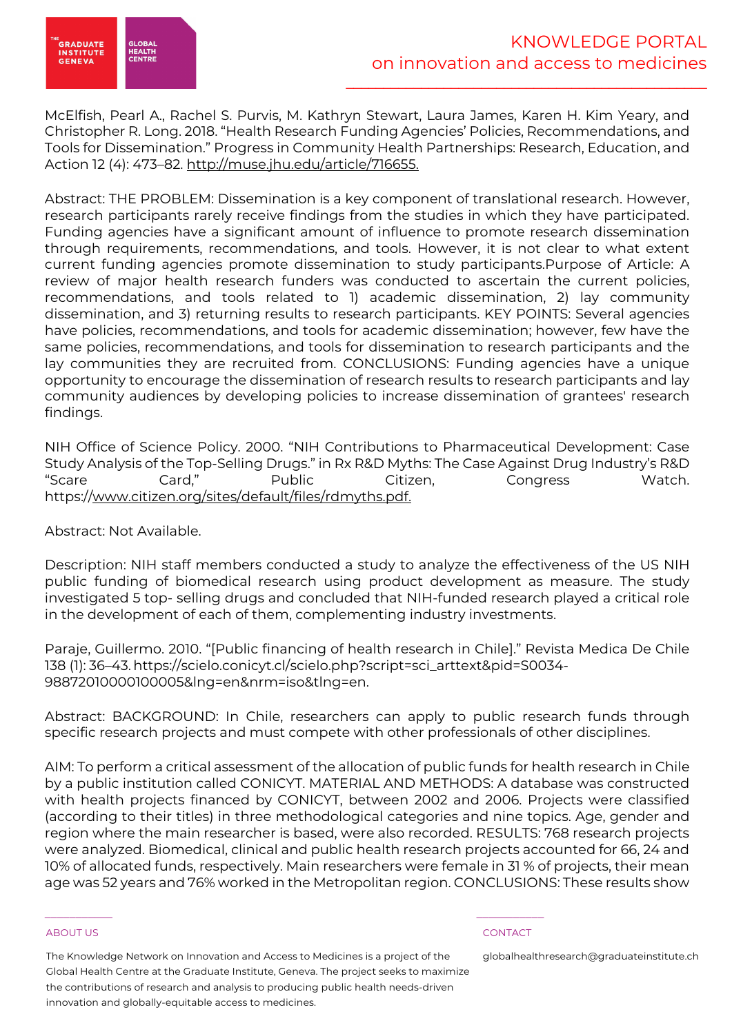McElfish, Pearl A., Rachel S. Purvis, M. Kathryn Stewart, Laura James, Karen H. Kim Yeary, and Christopher R. Long. 2018. "Health Research Funding Agencies' Policies, Recommendations, and Tools for Dissemination." Progress in Community Health Partnerships: Research, Education, and Action 12 (4): 473–82. http://muse.jhu.edu/article/716655.

Abstract: THE PROBLEM: Dissemination is a key component of translational research. However, research participants rarely receive findings from the studies in which they have participated. Funding agencies have a significant amount of influence to promote research dissemination through requirements, recommendations, and tools. However, it is not clear to what extent current funding agencies promote dissemination to study participants.Purpose of Article: A review of major health research funders was conducted to ascertain the current policies, recommendations, and tools related to 1) academic dissemination, 2) lay community dissemination, and 3) returning results to research participants. KEY POINTS: Several agencies have policies, recommendations, and tools for academic dissemination; however, few have the same policies, recommendations, and tools for dissemination to research participants and the lay communities they are recruited from. CONCLUSIONS: Funding agencies have a unique opportunity to encourage the dissemination of research results to research participants and lay community audiences by developing policies to increase dissemination of grantees' research findings.

NIH Office of Science Policy. 2000. "NIH Contributions to Pharmaceutical Development: Case Study Analysis of the Top-Selling Drugs." in Rx R&D Myths: The Case Against Drug Industry's R&D "Scare Card," Public Citizen, Congress Watch. https://www.citizen.org/sites/default/files/rdmyths.pdf.

Abstract: Not Available.

Description: NIH staff members conducted a study to analyze the effectiveness of the US NIH public funding of biomedical research using product development as measure. The study investigated 5 top- selling drugs and concluded that NIH-funded research played a critical role in the development of each of them, complementing industry investments.

Paraje, Guillermo. 2010. "[Public financing of health research in Chile]." Revista Medica De Chile 138 (1): 36–43. https://scielo.conicyt.cl/scielo.php?script=sci_arttext&pid=S0034-98872010000100005&lng=en&nrm=iso&tlng=en.

Abstract: BACKGROUND: In Chile, researchers can apply to public research funds through specific research projects and must compete with other professionals of other disciplines.

AIM: To perform a critical assessment of the allocation of public funds for health research in Chile by a public institution called CONICYT. MATERIAL AND METHODS: A database was constructed with health projects financed by CONICYT, between 2002 and 2006. Projects were classified (according to their titles) in three methodological categories and nine topics. Age, gender and region where the main researcher is based, were also recorded. RESULTS: 768 research projects were analyzed. Biomedical, clinical and public health research projects accounted for 66, 24 and 10% of allocated funds, respectively. Main researchers were female in 31 % of projects, their mean age was 52 years and 76% worked in the Metropolitan region. CONCLUSIONS: These results show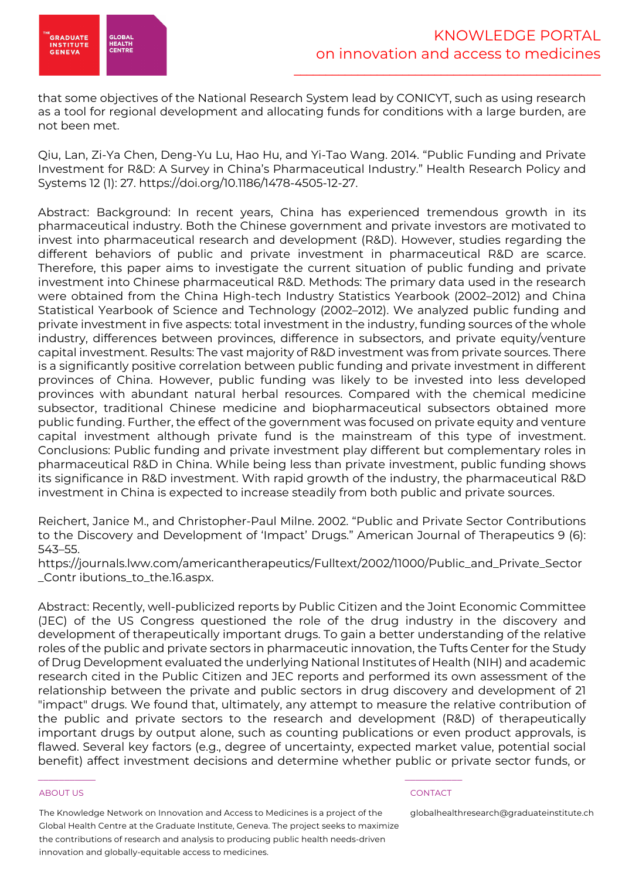that some objectives of the National Research System lead by CONICYT, such as using research as a tool for regional development and allocating funds for conditions with a large burden, are not been met.

Qiu, Lan, Zi-Ya Chen, Deng-Yu Lu, Hao Hu, and Yi-Tao Wang. 2014. "Public Funding and Private Investment for R&D: A Survey in China's Pharmaceutical Industry." Health Research Policy and Systems 12 (1): 27. https://doi.org/10.1186/1478-4505-12-27.

Abstract: Background: In recent years, China has experienced tremendous growth in its pharmaceutical industry. Both the Chinese government and private investors are motivated to invest into pharmaceutical research and development (R&D). However, studies regarding the different behaviors of public and private investment in pharmaceutical R&D are scarce. Therefore, this paper aims to investigate the current situation of public funding and private investment into Chinese pharmaceutical R&D. Methods: The primary data used in the research were obtained from the China High-tech Industry Statistics Yearbook (2002–2012) and China Statistical Yearbook of Science and Technology (2002–2012). We analyzed public funding and private investment in five aspects: total investment in the industry, funding sources of the whole industry, differences between provinces, difference in subsectors, and private equity/venture capital investment. Results: The vast majority of R&D investment was from private sources. There is a significantly positive correlation between public funding and private investment in different provinces of China. However, public funding was likely to be invested into less developed provinces with abundant natural herbal resources. Compared with the chemical medicine subsector, traditional Chinese medicine and biopharmaceutical subsectors obtained more public funding. Further, the effect of the government was focused on private equity and venture capital investment although private fund is the mainstream of this type of investment. Conclusions: Public funding and private investment play different but complementary roles in pharmaceutical R&D in China. While being less than private investment, public funding shows its significance in R&D investment. With rapid growth of the industry, the pharmaceutical R&D investment in China is expected to increase steadily from both public and private sources.

Reichert, Janice M., and Christopher-Paul Milne. 2002. "Public and Private Sector Contributions to the Discovery and Development of 'Impact' Drugs." American Journal of Therapeutics 9 (6): 543–55.
https://journals.lww.com/americantherapeutics/Fulltext/2002/11000/Public_and_Private_Sector_Contr ibutions_to_the.16.aspx.

Abstract: Recently, well-publicized reports by Public Citizen and the Joint Economic Committee (JEC) of the US Congress questioned the role of the drug industry in the discovery and development of therapeutically important drugs. To gain a better understanding of the relative roles of the public and private sectors in pharmaceutic innovation, the Tufts Center for the Study of Drug Development evaluated the underlying National Institutes of Health (NIH) and academic research cited in the Public Citizen and JEC reports and performed its own assessment of the relationship between the private and public sectors in drug discovery and development of 21 "impact" drugs. We found that, ultimately, any attempt to measure the relative contribution of the public and private sectors to the research and development (R&D) of therapeutically important drugs by output alone, such as counting publications or even product approvals, is flawed. Several key factors (e.g., degree of uncertainty, expected market value, potential social benefit) affect investment decisions and determine whether public or private sector funds, or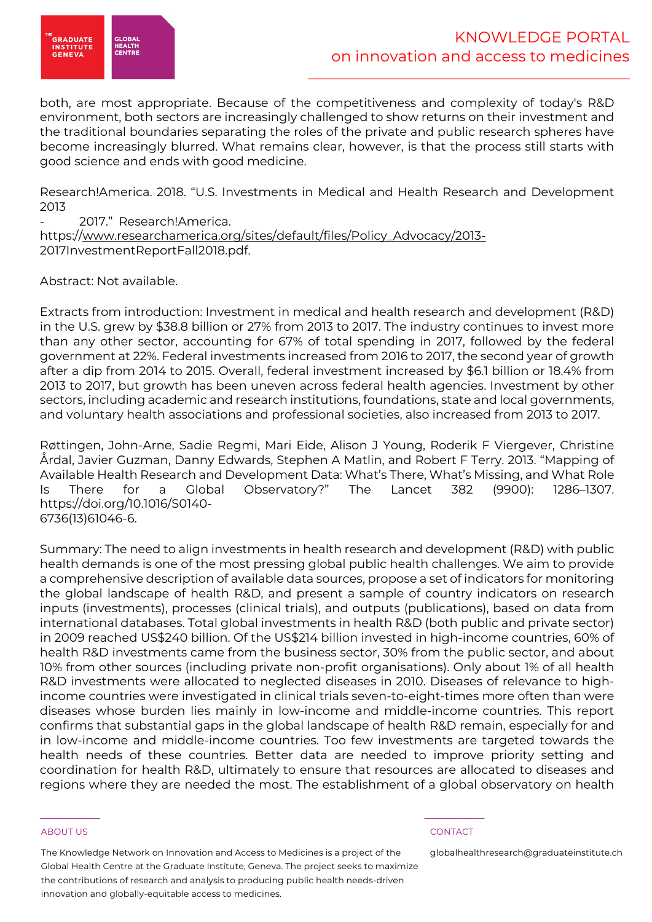both, are most appropriate. Because of the competitiveness and complexity of today's R&D environment, both sectors are increasingly challenged to show returns on their investment and the traditional boundaries separating the roles of the private and public research spheres have become increasingly blurred. What remains clear, however, is that the process still starts with good science and ends with good medicine.

Research!America. 2018. "U.S. Investments in Medical and Health Research and Development 2013 - 2017." Research!America. https://www.researchamerica.org/sites/default/files/Policy_Advocacy/2013-2017InvestmentReportFall2018.pdf.

Abstract: Not available.

Extracts from introduction: Investment in medical and health research and development (R&D) in the U.S. grew by $38.8 billion or 27% from 2013 to 2017. The industry continues to invest more than any other sector, accounting for 67% of total spending in 2017, followed by the federal government at 22%. Federal investments increased from 2016 to 2017, the second year of growth after a dip from 2014 to 2015. Overall, federal investment increased by $6.1 billion or 18.4% from 2013 to 2017, but growth has been uneven across federal health agencies. Investment by other sectors, including academic and research institutions, foundations, state and local governments, and voluntary health associations and professional societies, also increased from 2013 to 2017.

Røttingen, John-Arne, Sadie Regmi, Mari Eide, Alison J Young, Roderik F Viergever, Christine Årdal, Javier Guzman, Danny Edwards, Stephen A Matlin, and Robert F Terry. 2013. "Mapping of Available Health Research and Development Data: What's There, What's Missing, and What Role Is There for a Global Observatory?" The Lancet 382 (9900): 1286–1307. https://doi.org/10.1016/S0140-6736(13)61046-6.

Summary: The need to align investments in health research and development (R&D) with public health demands is one of the most pressing global public health challenges. We aim to provide a comprehensive description of available data sources, propose a set of indicators for monitoring the global landscape of health R&D, and present a sample of country indicators on research inputs (investments), processes (clinical trials), and outputs (publications), based on data from international databases. Total global investments in health R&D (both public and private sector) in 2009 reached US$240 billion. Of the US$214 billion invested in high-income countries, 60% of health R&D investments came from the business sector, 30% from the public sector, and about 10% from other sources (including private non-profit organisations). Only about 1% of all health R&D investments were allocated to neglected diseases in 2010. Diseases of relevance to high-income countries were investigated in clinical trials seven-to-eight-times more often than were diseases whose burden lies mainly in low-income and middle-income countries. This report confirms that substantial gaps in the global landscape of health R&D remain, especially for and in low-income and middle-income countries. Too few investments are targeted towards the health needs of these countries. Better data are needed to improve priority setting and coordination for health R&D, ultimately to ensure that resources are allocated to diseases and regions where they are needed the most. The establishment of a global observatory on health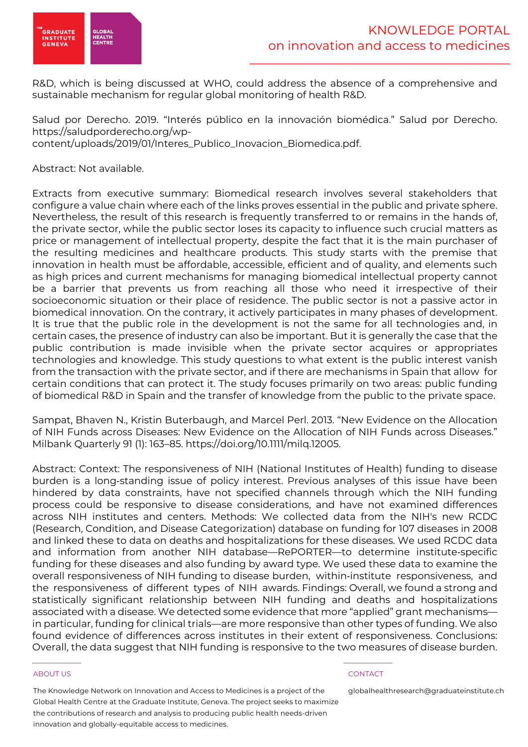R&D, which is being discussed at WHO, could address the absence of a comprehensive and sustainable mechanism for regular global monitoring of health R&D.

Salud por Derecho. 2019. "Interés público en la innovación biomédica." Salud por Derecho. https://saludporderecho.org/wp-content/uploads/2019/01/Interes_Publico_Inovacion_Biomedica.pdf.

Abstract: Not available.

Extracts from executive summary: Biomedical research involves several stakeholders that configure a value chain where each of the links proves essential in the public and private sphere. Nevertheless, the result of this research is frequently transferred to or remains in the hands of, the private sector, while the public sector loses its capacity to influence such crucial matters as price or management of intellectual property, despite the fact that it is the main purchaser of the resulting medicines and healthcare products. This study starts with the premise that innovation in health must be affordable, accessible, efficient and of quality, and elements such as high prices and current mechanisms for managing biomedical intellectual property cannot be a barrier that prevents us from reaching all those who need it irrespective of their socioeconomic situation or their place of residence. The public sector is not a passive actor in biomedical innovation. On the contrary, it actively participates in many phases of development. It is true that the public role in the development is not the same for all technologies and, in certain cases, the presence of industry can also be important. But it is generally the case that the public contribution is made invisible when the private sector acquires or appropriates technologies and knowledge. This study questions to what extent is the public interest vanish from the transaction with the private sector, and if there are mechanisms in Spain that allow for certain conditions that can protect it. The study focuses primarily on two areas: public funding of biomedical R&D in Spain and the transfer of knowledge from the public to the private space.

Sampat, Bhaven N., Kristin Buterbaugh, and Marcel Perl. 2013. "New Evidence on the Allocation of NIH Funds across Diseases: New Evidence on the Allocation of NIH Funds across Diseases." Milbank Quarterly 91 (1): 163–85. https://doi.org/10.1111/milq.12005.

Abstract: Context: The responsiveness of NIH (National Institutes of Health) funding to disease burden is a long-standing issue of policy interest. Previous analyses of this issue have been hindered by data constraints, have not specified channels through which the NIH funding process could be responsive to disease considerations, and have not examined differences across NIH institutes and centers. Methods: We collected data from the NIH's new RCDC (Research, Condition, and Disease Categorization) database on funding for 107 diseases in 2008 and linked these to data on deaths and hospitalizations for these diseases. We used RCDC data and information from another NIH database—RePORTER—to determine institute-specific funding for these diseases and also funding by award type. We used these data to examine the overall responsiveness of NIH funding to disease burden, within-institute responsiveness, and the responsiveness of different types of NIH awards. Findings: Overall, we found a strong and statistically significant relationship between NIH funding and deaths and hospitalizations associated with a disease. We detected some evidence that more "applied" grant mechanisms—in particular, funding for clinical trials—are more responsive than other types of funding. We also found evidence of differences across institutes in their extent of responsiveness. Conclusions: Overall, the data suggest that NIH funding is responsive to the two measures of disease burden.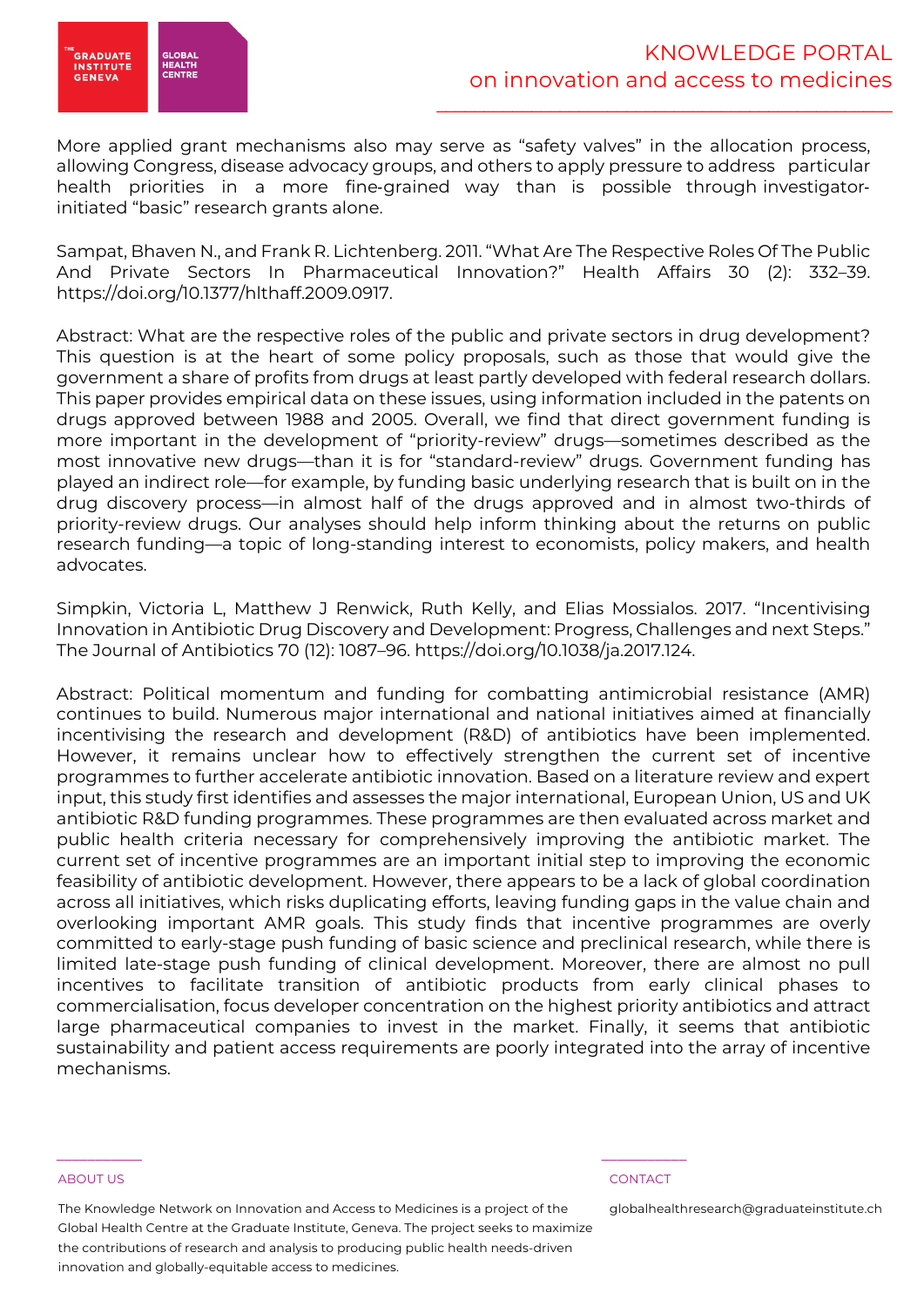More applied grant mechanisms also may serve as "safety valves" in the allocation process, allowing Congress, disease advocacy groups, and others to apply pressure to address particular health priorities in a more fine-grained way than is possible through investigator-initiated "basic" research grants alone.

Sampat, Bhaven N., and Frank R. Lichtenberg. 2011. "What Are The Respective Roles Of The Public And Private Sectors In Pharmaceutical Innovation?" Health Affairs 30 (2): 332–39. https://doi.org/10.1377/hlthaff.2009.0917.

Abstract: What are the respective roles of the public and private sectors in drug development? This question is at the heart of some policy proposals, such as those that would give the government a share of profits from drugs at least partly developed with federal research dollars. This paper provides empirical data on these issues, using information included in the patents on drugs approved between 1988 and 2005. Overall, we find that direct government funding is more important in the development of "priority-review" drugs—sometimes described as the most innovative new drugs—than it is for "standard-review" drugs. Government funding has played an indirect role—for example, by funding basic underlying research that is built on in the drug discovery process—in almost half of the drugs approved and in almost two-thirds of priority-review drugs. Our analyses should help inform thinking about the returns on public research funding—a topic of long-standing interest to economists, policy makers, and health advocates.

Simpkin, Victoria L, Matthew J Renwick, Ruth Kelly, and Elias Mossialos. 2017. "Incentivising Innovation in Antibiotic Drug Discovery and Development: Progress, Challenges and next Steps." The Journal of Antibiotics 70 (12): 1087–96. https://doi.org/10.1038/ja.2017.124.

Abstract: Political momentum and funding for combatting antimicrobial resistance (AMR) continues to build. Numerous major international and national initiatives aimed at financially incentivising the research and development (R&D) of antibiotics have been implemented. However, it remains unclear how to effectively strengthen the current set of incentive programmes to further accelerate antibiotic innovation. Based on a literature review and expert input, this study first identifies and assesses the major international, European Union, US and UK antibiotic R&D funding programmes. These programmes are then evaluated across market and public health criteria necessary for comprehensively improving the antibiotic market. The current set of incentive programmes are an important initial step to improving the economic feasibility of antibiotic development. However, there appears to be a lack of global coordination across all initiatives, which risks duplicating efforts, leaving funding gaps in the value chain and overlooking important AMR goals. This study finds that incentive programmes are overly committed to early-stage push funding of basic science and preclinical research, while there is limited late-stage push funding of clinical development. Moreover, there are almost no pull incentives to facilitate transition of antibiotic products from early clinical phases to commercialisation, focus developer concentration on the highest priority antibiotics and attract large pharmaceutical companies to invest in the market. Finally, it seems that antibiotic sustainability and patient access requirements are poorly integrated into the array of incentive mechanisms.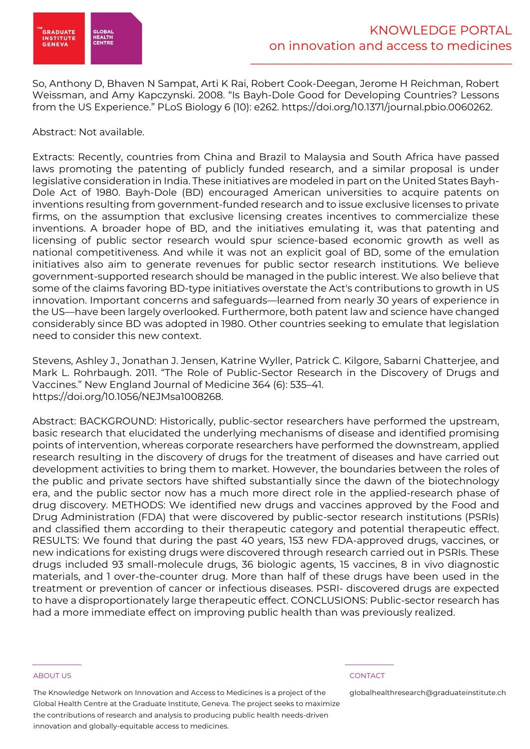So, Anthony D, Bhaven N Sampat, Arti K Rai, Robert Cook-Deegan, Jerome H Reichman, Robert Weissman, and Amy Kapczynski. 2008. “Is Bayh-Dole Good for Developing Countries? Lessons from the US Experience.” PLoS Biology 6 (10): e262. https://doi.org/10.1371/journal.pbio.0060262.

Abstract: Not available.

Extracts: Recently, countries from China and Brazil to Malaysia and South Africa have passed laws promoting the patenting of publicly funded research, and a similar proposal is under legislative consideration in India. These initiatives are modeled in part on the United States Bayh-Dole Act of 1980. Bayh-Dole (BD) encouraged American universities to acquire patents on inventions resulting from government-funded research and to issue exclusive licenses to private firms, on the assumption that exclusive licensing creates incentives to commercialize these inventions. A broader hope of BD, and the initiatives emulating it, was that patenting and licensing of public sector research would spur science-based economic growth as well as national competitiveness. And while it was not an explicit goal of BD, some of the emulation initiatives also aim to generate revenues for public sector research institutions. We believe government-supported research should be managed in the public interest. We also believe that some of the claims favoring BD-type initiatives overstate the Act's contributions to growth in US innovation. Important concerns and safeguards—learned from nearly 30 years of experience in the US—have been largely overlooked. Furthermore, both patent law and science have changed considerably since BD was adopted in 1980. Other countries seeking to emulate that legislation need to consider this new context.

Stevens, Ashley J., Jonathan J. Jensen, Katrine Wyller, Patrick C. Kilgore, Sabarni Chatterjee, and Mark L. Rohrbaugh. 2011. “The Role of Public-Sector Research in the Discovery of Drugs and Vaccines.” New England Journal of Medicine 364 (6): 535–41. https://doi.org/10.1056/NEJMsa1008268.

Abstract: BACKGROUND: Historically, public-sector researchers have performed the upstream, basic research that elucidated the underlying mechanisms of disease and identified promising points of intervention, whereas corporate researchers have performed the downstream, applied research resulting in the discovery of drugs for the treatment of diseases and have carried out development activities to bring them to market. However, the boundaries between the roles of the public and private sectors have shifted substantially since the dawn of the biotechnology era, and the public sector now has a much more direct role in the applied-research phase of drug discovery. METHODS: We identified new drugs and vaccines approved by the Food and Drug Administration (FDA) that were discovered by public-sector research institutions (PSRIs) and classified them according to their therapeutic category and potential therapeutic effect. RESULTS: We found that during the past 40 years, 153 new FDA-approved drugs, vaccines, or new indications for existing drugs were discovered through research carried out in PSRIs. These drugs included 93 small-molecule drugs, 36 biologic agents, 15 vaccines, 8 in vivo diagnostic materials, and 1 over-the-counter drug. More than half of these drugs have been used in the treatment or prevention of cancer or infectious diseases. PSRI- discovered drugs are expected to have a disproportionately large therapeutic effect. CONCLUSIONS: Public-sector research has had a more immediate effect on improving public health than was previously realized.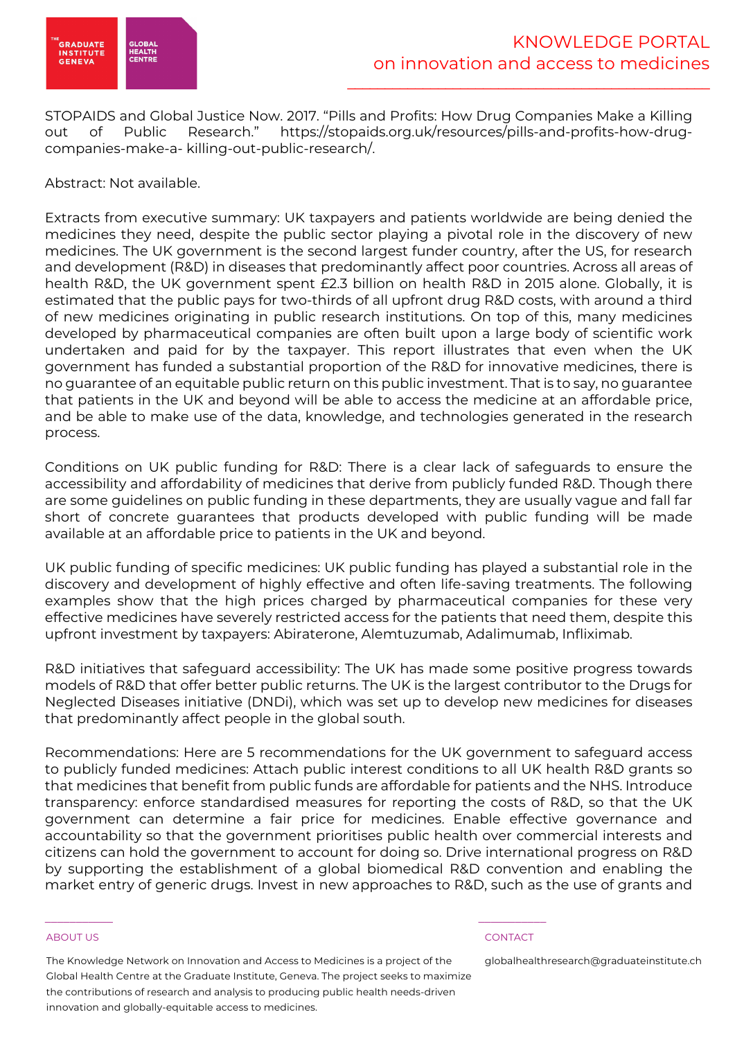STOPAIDS and Global Justice Now. 2017. “Pills and Profits: How Drug Companies Make a Killing out of Public Research.” https://stopaids.org.uk/resources/pills-and-profits-how-drug-companies-make-a- killing-out-public-research/.

Abstract: Not available.

Extracts from executive summary: UK taxpayers and patients worldwide are being denied the medicines they need, despite the public sector playing a pivotal role in the discovery of new medicines. The UK government is the second largest funder country, after the US, for research and development (R&D) in diseases that predominantly affect poor countries. Across all areas of health R&D, the UK government spent £2.3 billion on health R&D in 2015 alone. Globally, it is estimated that the public pays for two-thirds of all upfront drug R&D costs, with around a third of new medicines originating in public research institutions. On top of this, many medicines developed by pharmaceutical companies are often built upon a large body of scientific work undertaken and paid for by the taxpayer. This report illustrates that even when the UK government has funded a substantial proportion of the R&D for innovative medicines, there is no guarantee of an equitable public return on this public investment. That is to say, no guarantee that patients in the UK and beyond will be able to access the medicine at an affordable price, and be able to make use of the data, knowledge, and technologies generated in the research process.

Conditions on UK public funding for R&D: There is a clear lack of safeguards to ensure the accessibility and affordability of medicines that derive from publicly funded R&D. Though there are some guidelines on public funding in these departments, they are usually vague and fall far short of concrete guarantees that products developed with public funding will be made available at an affordable price to patients in the UK and beyond.

UK public funding of specific medicines: UK public funding has played a substantial role in the discovery and development of highly effective and often life-saving treatments. The following examples show that the high prices charged by pharmaceutical companies for these very effective medicines have severely restricted access for the patients that need them, despite this upfront investment by taxpayers: Abiraterone, Alemtuzumab, Adalimumab, Infliximab.

R&D initiatives that safeguard accessibility: The UK has made some positive progress towards models of R&D that offer better public returns. The UK is the largest contributor to the Drugs for Neglected Diseases initiative (DNDi), which was set up to develop new medicines for diseases that predominantly affect people in the global south.

Recommendations: Here are 5 recommendations for the UK government to safeguard access to publicly funded medicines: Attach public interest conditions to all UK health R&D grants so that medicines that benefit from public funds are affordable for patients and the NHS. Introduce transparency: enforce standardised measures for reporting the costs of R&D, so that the UK government can determine a fair price for medicines. Enable effective governance and accountability so that the government prioritises public health over commercial interests and citizens can hold the government to account for doing so. Drive international progress on R&D by supporting the establishment of a global biomedical R&D convention and enabling the market entry of generic drugs. Invest in new approaches to R&D, such as the use of grants and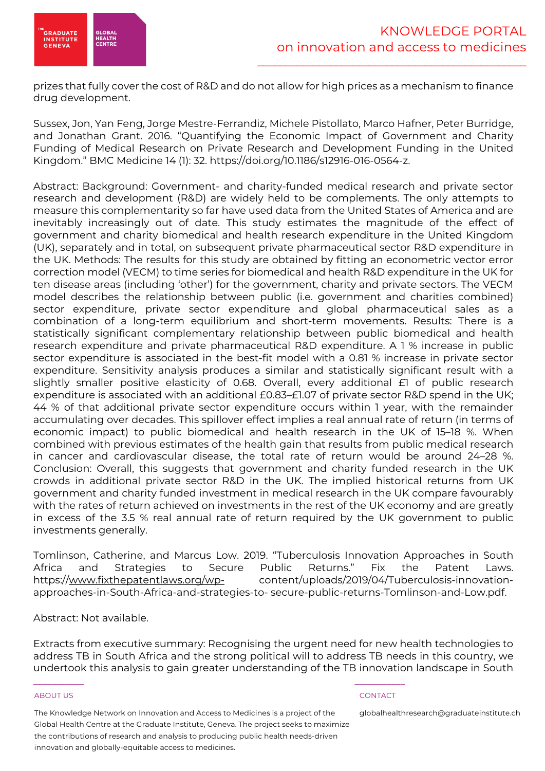prizes that fully cover the cost of R&D and do not allow for high prices as a mechanism to finance drug development.

Sussex, Jon, Yan Feng, Jorge Mestre-Ferrandiz, Michele Pistollato, Marco Hafner, Peter Burridge, and Jonathan Grant. 2016. "Quantifying the Economic Impact of Government and Charity Funding of Medical Research on Private Research and Development Funding in the United Kingdom." BMC Medicine 14 (1): 32. https://doi.org/10.1186/s12916-016-0564-z.

Abstract: Background: Government- and charity-funded medical research and private sector research and development (R&D) are widely held to be complements. The only attempts to measure this complementarity so far have used data from the United States of America and are inevitably increasingly out of date. This study estimates the magnitude of the effect of government and charity biomedical and health research expenditure in the United Kingdom (UK), separately and in total, on subsequent private pharmaceutical sector R&D expenditure in the UK. Methods: The results for this study are obtained by fitting an econometric vector error correction model (VECM) to time series for biomedical and health R&D expenditure in the UK for ten disease areas (including 'other') for the government, charity and private sectors. The VECM model describes the relationship between public (i.e. government and charities combined) sector expenditure, private sector expenditure and global pharmaceutical sales as a combination of a long-term equilibrium and short-term movements. Results: There is a statistically significant complementary relationship between public biomedical and health research expenditure and private pharmaceutical R&D expenditure. A 1 % increase in public sector expenditure is associated in the best-fit model with a 0.81 % increase in private sector expenditure. Sensitivity analysis produces a similar and statistically significant result with a slightly smaller positive elasticity of 0.68. Overall, every additional £1 of public research expenditure is associated with an additional £0.83–£1.07 of private sector R&D spend in the UK; 44 % of that additional private sector expenditure occurs within 1 year, with the remainder accumulating over decades. This spillover effect implies a real annual rate of return (in terms of economic impact) to public biomedical and health research in the UK of 15–18 %. When combined with previous estimates of the health gain that results from public medical research in cancer and cardiovascular disease, the total rate of return would be around 24–28 %. Conclusion: Overall, this suggests that government and charity funded research in the UK crowds in additional private sector R&D in the UK. The implied historical returns from UK government and charity funded investment in medical research in the UK compare favourably with the rates of return achieved on investments in the rest of the UK economy and are greatly in excess of the 3.5 % real annual rate of return required by the UK government to public investments generally.

Tomlinson, Catherine, and Marcus Low. 2019. "Tuberculosis Innovation Approaches in South Africa and Strategies to Secure Public Returns." Fix the Patent Laws. https://www.fixthepatentlaws.org/wp-content/uploads/2019/04/Tuberculosis-innovation-approaches-in-South-Africa-and-strategies-to-secure-public-returns-Tomlinson-and-Low.pdf.

Abstract: Not available.

Extracts from executive summary: Recognising the urgent need for new health technologies to address TB in South Africa and the strong political will to address TB needs in this country, we undertook this analysis to gain greater understanding of the TB innovation landscape in South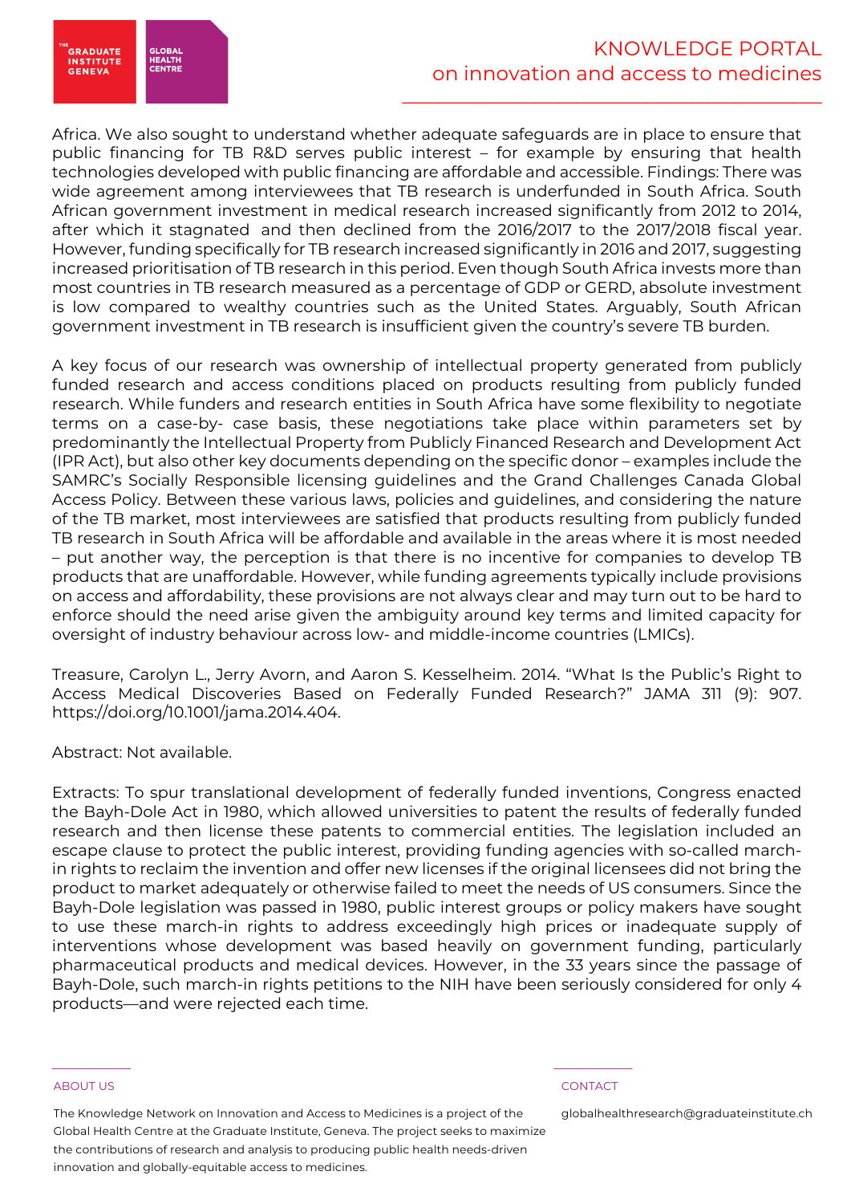Africa. We also sought to understand whether adequate safeguards are in place to ensure that public financing for TB R&D serves public interest – for example by ensuring that health technologies developed with public financing are affordable and accessible. Findings: There was wide agreement among interviewees that TB research is underfunded in South Africa. South African government investment in medical research increased significantly from 2012 to 2014, after which it stagnated and then declined from the 2016/2017 to the 2017/2018 fiscal year. However, funding specifically for TB research increased significantly in 2016 and 2017, suggesting increased prioritisation of TB research in this period. Even though South Africa invests more than most countries in TB research measured as a percentage of GDP or GERD, absolute investment is low compared to wealthy countries such as the United States. Arguably, South African government investment in TB research is insufficient given the country's severe TB burden.

A key focus of our research was ownership of intellectual property generated from publicly funded research and access conditions placed on products resulting from publicly funded research. While funders and research entities in South Africa have some flexibility to negotiate terms on a case-by- case basis, these negotiations take place within parameters set by predominantly the Intellectual Property from Publicly Financed Research and Development Act (IPR Act), but also other key documents depending on the specific donor – examples include the SAMRC's Socially Responsible licensing guidelines and the Grand Challenges Canada Global Access Policy. Between these various laws, policies and guidelines, and considering the nature of the TB market, most interviewees are satisfied that products resulting from publicly funded TB research in South Africa will be affordable and available in the areas where it is most needed – put another way, the perception is that there is no incentive for companies to develop TB products that are unaffordable. However, while funding agreements typically include provisions on access and affordability, these provisions are not always clear and may turn out to be hard to enforce should the need arise given the ambiguity around key terms and limited capacity for oversight of industry behaviour across low- and middle-income countries (LMICs).

Treasure, Carolyn L., Jerry Avorn, and Aaron S. Kesselheim. 2014. "What Is the Public's Right to Access Medical Discoveries Based on Federally Funded Research?" JAMA 311 (9): 907. https://doi.org/10.1001/jama.2014.404.

Abstract: Not available.

Extracts: To spur translational development of federally funded inventions, Congress enacted the Bayh-Dole Act in 1980, which allowed universities to patent the results of federally funded research and then license these patents to commercial entities. The legislation included an escape clause to protect the public interest, providing funding agencies with so-called march-in rights to reclaim the invention and offer new licenses if the original licensees did not bring the product to market adequately or otherwise failed to meet the needs of US consumers. Since the Bayh-Dole legislation was passed in 1980, public interest groups or policy makers have sought to use these march-in rights to address exceedingly high prices or inadequate supply of interventions whose development was based heavily on government funding, particularly pharmaceutical products and medical devices. However, in the 33 years since the passage of Bayh-Dole, such march-in rights petitions to the NIH have been seriously considered for only 4 products—and were rejected each time.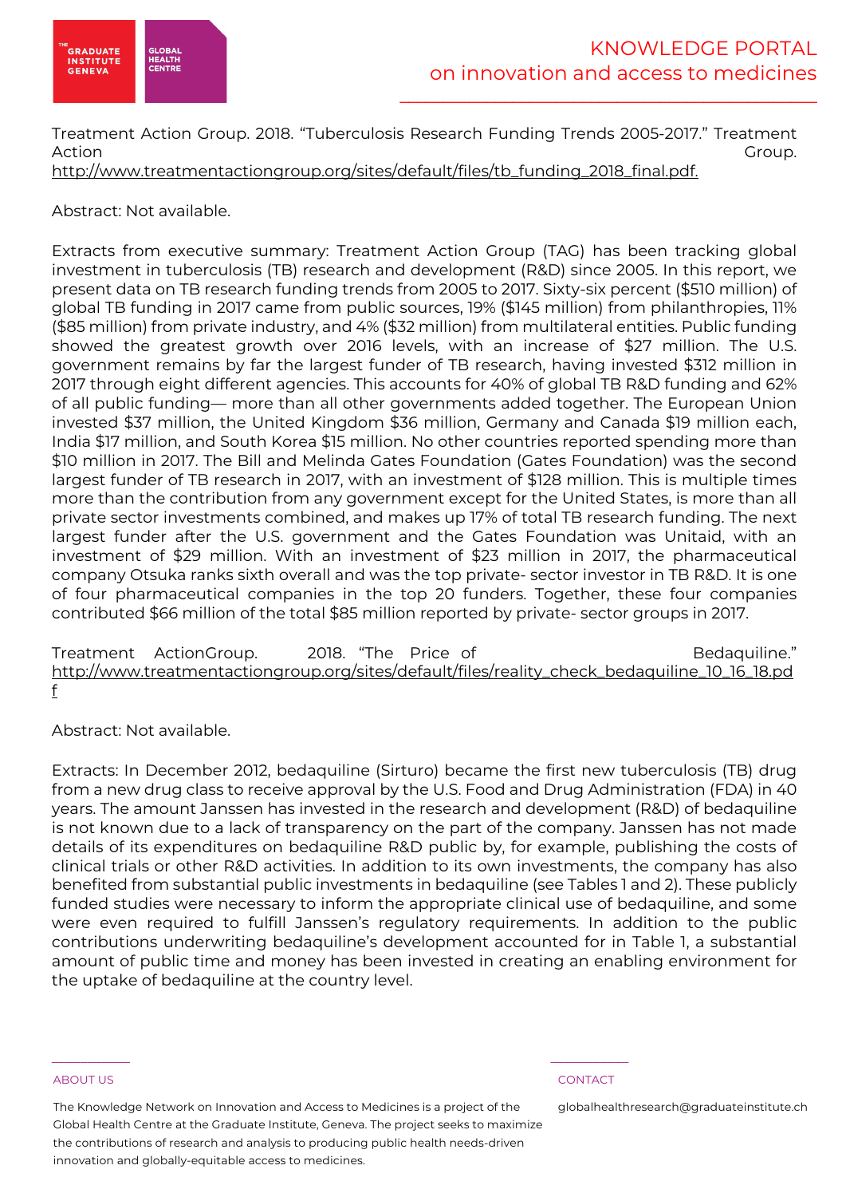Treatment Action Group. 2018. "Tuberculosis Research Funding Trends 2005-2017." Treatment Action Group. http://www.treatmentactiongroup.org/sites/default/files/tb_funding_2018_final.pdf.

Abstract: Not available.

Extracts from executive summary: Treatment Action Group (TAG) has been tracking global investment in tuberculosis (TB) research and development (R&D) since 2005. In this report, we present data on TB research funding trends from 2005 to 2017. Sixty-six percent ($510 million) of global TB funding in 2017 came from public sources, 19% ($145 million) from philanthropies, 11% ($85 million) from private industry, and 4% ($32 million) from multilateral entities. Public funding showed the greatest growth over 2016 levels, with an increase of $27 million. The U.S. government remains by far the largest funder of TB research, having invested $312 million in 2017 through eight different agencies. This accounts for 40% of global TB R&D funding and 62% of all public funding— more than all other governments added together. The European Union invested $37 million, the United Kingdom $36 million, Germany and Canada $19 million each, India $17 million, and South Korea $15 million. No other countries reported spending more than $10 million in 2017. The Bill and Melinda Gates Foundation (Gates Foundation) was the second largest funder of TB research in 2017, with an investment of $128 million. This is multiple times more than the contribution from any government except for the United States, is more than all private sector investments combined, and makes up 17% of total TB research funding. The next largest funder after the U.S. government and the Gates Foundation was Unitaid, with an investment of $29 million. With an investment of $23 million in 2017, the pharmaceutical company Otsuka ranks sixth overall and was the top private- sector investor in TB R&D. It is one of four pharmaceutical companies in the top 20 funders. Together, these four companies contributed $66 million of the total $85 million reported by private- sector groups in 2017.

Treatment ActionGroup. 2018. "The Price of Bedaquiline." http://www.treatmentactiongroup.org/sites/default/files/reality_check_bedaquiline_10_16_18.pdf

Abstract: Not available.

Extracts: In December 2012, bedaquiline (Sirturo) became the first new tuberculosis (TB) drug from a new drug class to receive approval by the U.S. Food and Drug Administration (FDA) in 40 years. The amount Janssen has invested in the research and development (R&D) of bedaquiline is not known due to a lack of transparency on the part of the company. Janssen has not made details of its expenditures on bedaquiline R&D public by, for example, publishing the costs of clinical trials or other R&D activities. In addition to its own investments, the company has also benefited from substantial public investments in bedaquiline (see Tables 1 and 2). These publicly funded studies were necessary to inform the appropriate clinical use of bedaquiline, and some were even required to fulfill Janssen's regulatory requirements. In addition to the public contributions underwriting bedaquiline's development accounted for in Table 1, a substantial amount of public time and money has been invested in creating an enabling environment for the uptake of bedaquiline at the country level.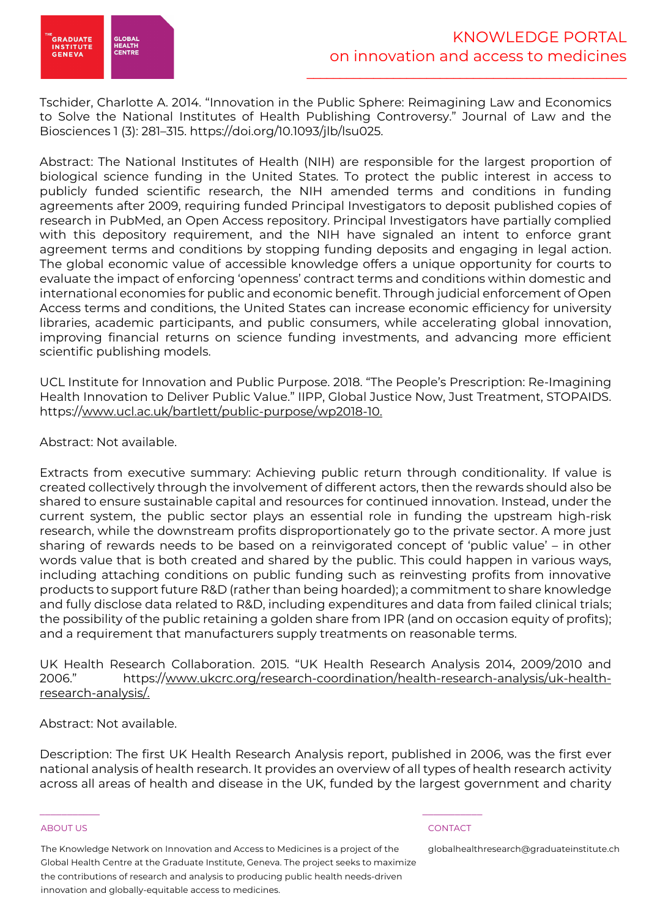Tschider, Charlotte A. 2014. "Innovation in the Public Sphere: Reimagining Law and Economics to Solve the National Institutes of Health Publishing Controversy." Journal of Law and the Biosciences 1 (3): 281–315. https://doi.org/10.1093/jlb/lsu025.

Abstract: The National Institutes of Health (NIH) are responsible for the largest proportion of biological science funding in the United States. To protect the public interest in access to publicly funded scientific research, the NIH amended terms and conditions in funding agreements after 2009, requiring funded Principal Investigators to deposit published copies of research in PubMed, an Open Access repository. Principal Investigators have partially complied with this depository requirement, and the NIH have signaled an intent to enforce grant agreement terms and conditions by stopping funding deposits and engaging in legal action. The global economic value of accessible knowledge offers a unique opportunity for courts to evaluate the impact of enforcing 'openness' contract terms and conditions within domestic and international economies for public and economic benefit. Through judicial enforcement of Open Access terms and conditions, the United States can increase economic efficiency for university libraries, academic participants, and public consumers, while accelerating global innovation, improving financial returns on science funding investments, and advancing more efficient scientific publishing models.

UCL Institute for Innovation and Public Purpose. 2018. "The People's Prescription: Re-Imagining Health Innovation to Deliver Public Value." IIPP, Global Justice Now, Just Treatment, STOPAIDS. https://www.ucl.ac.uk/bartlett/public-purpose/wp2018-10.

Abstract: Not available.

Extracts from executive summary: Achieving public return through conditionality. If value is created collectively through the involvement of different actors, then the rewards should also be shared to ensure sustainable capital and resources for continued innovation. Instead, under the current system, the public sector plays an essential role in funding the upstream high-risk research, while the downstream profits disproportionately go to the private sector. A more just sharing of rewards needs to be based on a reinvigorated concept of 'public value' – in other words value that is both created and shared by the public. This could happen in various ways, including attaching conditions on public funding such as reinvesting profits from innovative products to support future R&D (rather than being hoarded); a commitment to share knowledge and fully disclose data related to R&D, including expenditures and data from failed clinical trials; the possibility of the public retaining a golden share from IPR (and on occasion equity of profits); and a requirement that manufacturers supply treatments on reasonable terms.

UK Health Research Collaboration. 2015. "UK Health Research Analysis 2014, 2009/2010 and 2006." https://www.ukcrc.org/research-coordination/health-research-analysis/uk-health-research-analysis/.

Abstract: Not available.

Description: The first UK Health Research Analysis report, published in 2006, was the first ever national analysis of health research. It provides an overview of all types of health research activity across all areas of health and disease in the UK, funded by the largest government and charity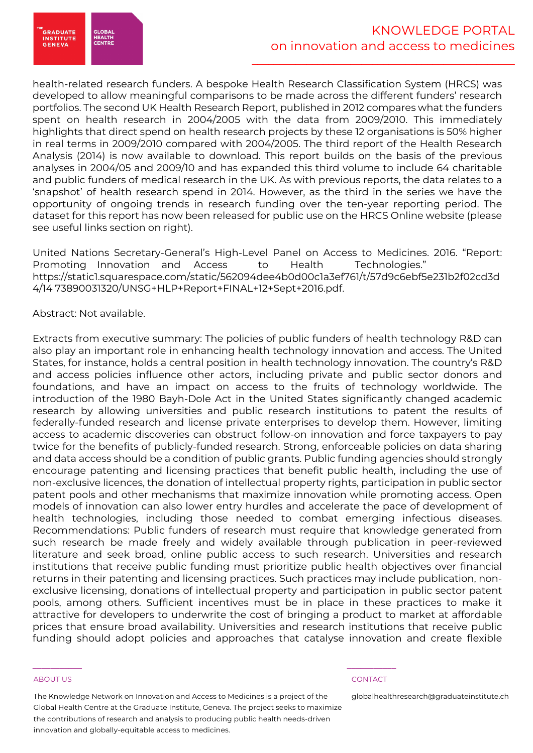health-related research funders. A bespoke Health Research Classification System (HRCS) was developed to allow meaningful comparisons to be made across the different funders' research portfolios. The second UK Health Research Report, published in 2012 compares what the funders spent on health research in 2004/2005 with the data from 2009/2010. This immediately highlights that direct spend on health research projects by these 12 organisations is 50% higher in real terms in 2009/2010 compared with 2004/2005. The third report of the Health Research Analysis (2014) is now available to download. This report builds on the basis of the previous analyses in 2004/05 and 2009/10 and has expanded this third volume to include 64 charitable and public funders of medical research in the UK. As with previous reports, the data relates to a 'snapshot' of health research spend in 2014. However, as the third in the series we have the opportunity of ongoing trends in research funding over the ten-year reporting period. The dataset for this report has now been released for public use on the HRCS Online website (please see useful links section on right).

United Nations Secretary-General's High-Level Panel on Access to Medicines. 2016. "Report: Promoting Innovation and Access to Health Technologies." https://static1.squarespace.com/static/562094dee4b0d00c1a3ef761/t/57d9c6ebf5e231b2f02cd3d4/14 73890031320/UNSG+HLP+Report+FINAL+12+Sept+2016.pdf.

Abstract: Not available.

Extracts from executive summary: The policies of public funders of health technology R&D can also play an important role in enhancing health technology innovation and access. The United States, for instance, holds a central position in health technology innovation. The country's R&D and access policies influence other actors, including private and public sector donors and foundations, and have an impact on access to the fruits of technology worldwide. The introduction of the 1980 Bayh-Dole Act in the United States significantly changed academic research by allowing universities and public research institutions to patent the results of federally-funded research and license private enterprises to develop them. However, limiting access to academic discoveries can obstruct follow-on innovation and force taxpayers to pay twice for the benefits of publicly-funded research. Strong, enforceable policies on data sharing and data access should be a condition of public grants. Public funding agencies should strongly encourage patenting and licensing practices that benefit public health, including the use of non-exclusive licences, the donation of intellectual property rights, participation in public sector patent pools and other mechanisms that maximize innovation while promoting access. Open models of innovation can also lower entry hurdles and accelerate the pace of development of health technologies, including those needed to combat emerging infectious diseases. Recommendations: Public funders of research must require that knowledge generated from such research be made freely and widely available through publication in peer-reviewed literature and seek broad, online public access to such research. Universities and research institutions that receive public funding must prioritize public health objectives over financial returns in their patenting and licensing practices. Such practices may include publication, non-exclusive licensing, donations of intellectual property and participation in public sector patent pools, among others. Sufficient incentives must be in place in these practices to make it attractive for developers to underwrite the cost of bringing a product to market at affordable prices that ensure broad availability. Universities and research institutions that receive public funding should adopt policies and approaches that catalyse innovation and create flexible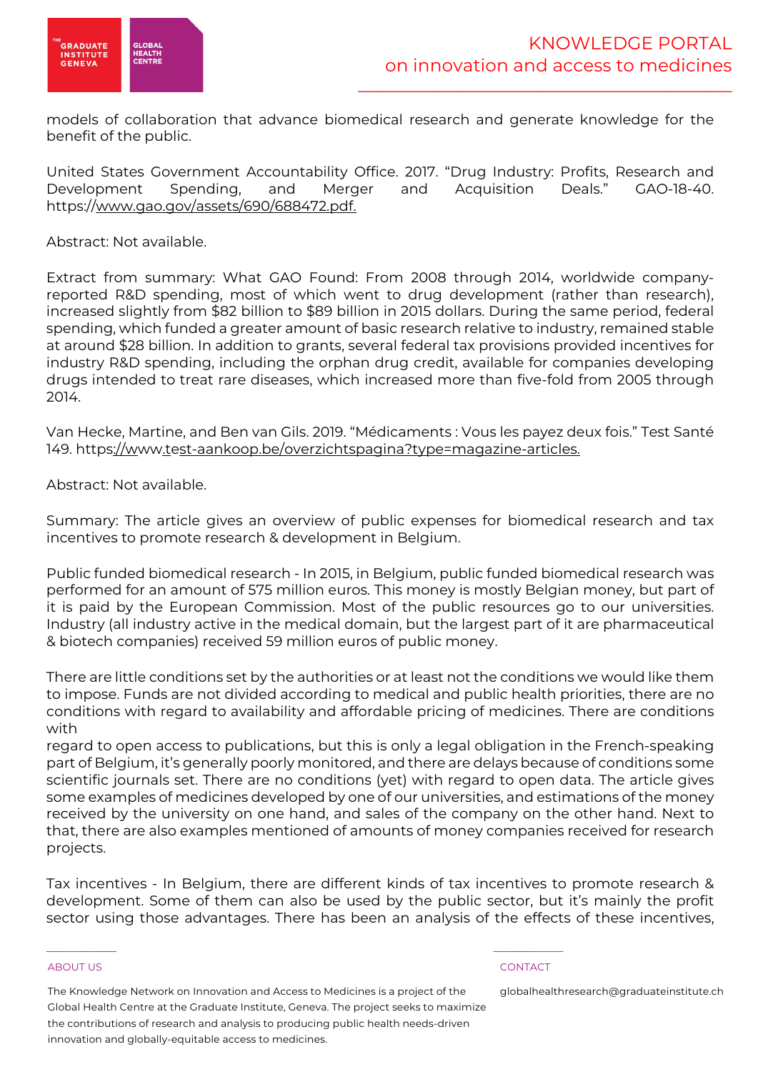models of collaboration that advance biomedical research and generate knowledge for the benefit of the public.

United States Government Accountability Office. 2017. "Drug Industry: Profits, Research and Development Spending, and Merger and Acquisition Deals." GAO-18-40. https://www.gao.gov/assets/690/688472.pdf.

Abstract: Not available.

Extract from summary: What GAO Found: From 2008 through 2014, worldwide company-reported R&D spending, most of which went to drug development (rather than research), increased slightly from $82 billion to $89 billion in 2015 dollars. During the same period, federal spending, which funded a greater amount of basic research relative to industry, remained stable at around $28 billion. In addition to grants, several federal tax provisions provided incentives for industry R&D spending, including the orphan drug credit, available for companies developing drugs intended to treat rare diseases, which increased more than five-fold from 2005 through 2014.

Van Hecke, Martine, and Ben van Gils. 2019. "Médicaments : Vous les payez deux fois." Test Santé 149. https://www.test-aankoop.be/overzichtspagina?type=magazine-articles.

Abstract: Not available.

Summary: The article gives an overview of public expenses for biomedical research and tax incentives to promote research & development in Belgium.

Public funded biomedical research - In 2015, in Belgium, public funded biomedical research was performed for an amount of 575 million euros. This money is mostly Belgian money, but part of it is paid by the European Commission. Most of the public resources go to our universities. Industry (all industry active in the medical domain, but the largest part of it are pharmaceutical & biotech companies) received 59 million euros of public money.

There are little conditions set by the authorities or at least not the conditions we would like them to impose. Funds are not divided according to medical and public health priorities, there are no conditions with regard to availability and affordable pricing of medicines. There are conditions with regard to open access to publications, but this is only a legal obligation in the French-speaking part of Belgium, it's generally poorly monitored, and there are delays because of conditions some scientific journals set. There are no conditions (yet) with regard to open data. The article gives some examples of medicines developed by one of our universities, and estimations of the money received by the university on one hand, and sales of the company on the other hand. Next to that, there are also examples mentioned of amounts of money companies received for research projects.

Tax incentives - In Belgium, there are different kinds of tax incentives to promote research & development. Some of them can also be used by the public sector, but it's mainly the profit sector using those advantages. There has been an analysis of the effects of these incentives,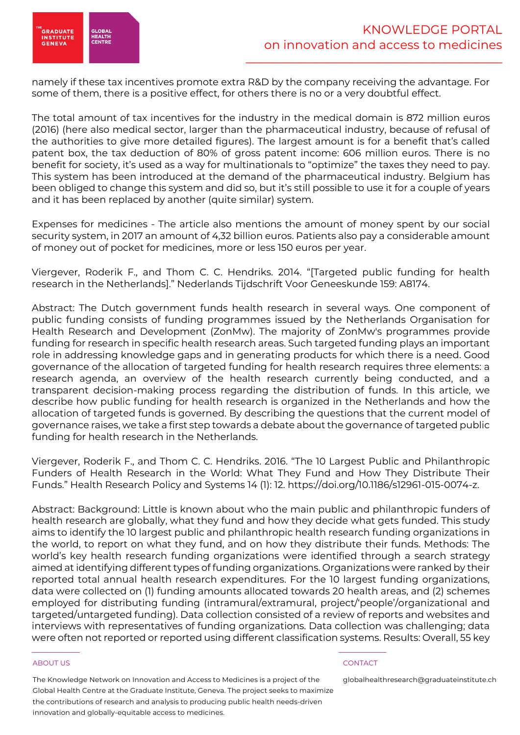namely if these tax incentives promote extra R&D by the company receiving the advantage. For some of them, there is a positive effect, for others there is no or a very doubtful effect.

The total amount of tax incentives for the industry in the medical domain is 872 million euros (2016) (here also medical sector, larger than the pharmaceutical industry, because of refusal of the authorities to give more detailed figures). The largest amount is for a benefit that's called patent box, the tax deduction of 80% of gross patent income: 606 million euros. There is no benefit for society, it's used as a way for multinationals to "optimize" the taxes they need to pay. This system has been introduced at the demand of the pharmaceutical industry. Belgium has been obliged to change this system and did so, but it's still possible to use it for a couple of years and it has been replaced by another (quite similar) system.

Expenses for medicines - The article also mentions the amount of money spent by our social security system, in 2017 an amount of 4,32 billion euros. Patients also pay a considerable amount of money out of pocket for medicines, more or less 150 euros per year.

Viergever, Roderik F., and Thom C. C. Hendriks. 2014. "[Targeted public funding for health research in the Netherlands]." Nederlands Tijdschrift Voor Geneeskunde 159: A8174.

Abstract: The Dutch government funds health research in several ways. One component of public funding consists of funding programmes issued by the Netherlands Organisation for Health Research and Development (ZonMw). The majority of ZonMw's programmes provide funding for research in specific health research areas. Such targeted funding plays an important role in addressing knowledge gaps and in generating products for which there is a need. Good governance of the allocation of targeted funding for health research requires three elements: a research agenda, an overview of the health research currently being conducted, and a transparent decision-making process regarding the distribution of funds. In this article, we describe how public funding for health research is organized in the Netherlands and how the allocation of targeted funds is governed. By describing the questions that the current model of governance raises, we take a first step towards a debate about the governance of targeted public funding for health research in the Netherlands.

Viergever, Roderik F., and Thom C. C. Hendriks. 2016. "The 10 Largest Public and Philanthropic Funders of Health Research in the World: What They Fund and How They Distribute Their Funds." Health Research Policy and Systems 14 (1): 12. https://doi.org/10.1186/s12961-015-0074-z.

Abstract: Background: Little is known about who the main public and philanthropic funders of health research are globally, what they fund and how they decide what gets funded. This study aims to identify the 10 largest public and philanthropic health research funding organizations in the world, to report on what they fund, and on how they distribute their funds. Methods: The world's key health research funding organizations were identified through a search strategy aimed at identifying different types of funding organizations. Organizations were ranked by their reported total annual health research expenditures. For the 10 largest funding organizations, data were collected on (1) funding amounts allocated towards 20 health areas, and (2) schemes employed for distributing funding (intramural/extramural, project/'people'/organizational and targeted/untargeted funding). Data collection consisted of a review of reports and websites and interviews with representatives of funding organizations. Data collection was challenging; data were often not reported or reported using different classification systems. Results: Overall, 55 key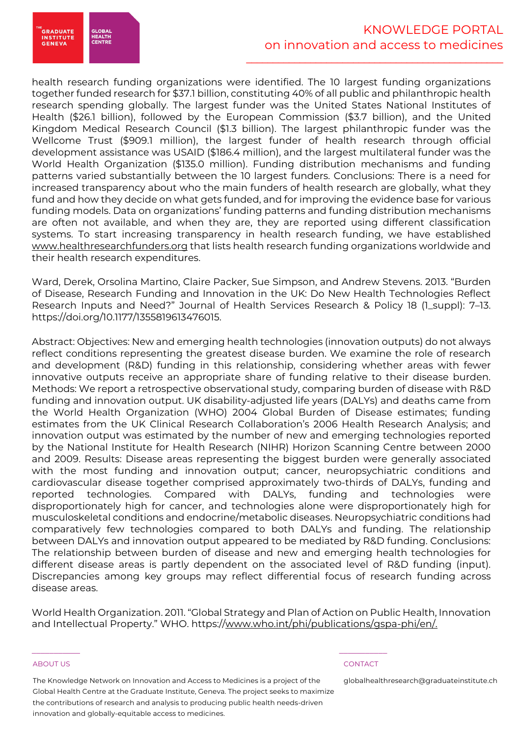health research funding organizations were identified. The 10 largest funding organizations together funded research for $37.1 billion, constituting 40% of all public and philanthropic health research spending globally. The largest funder was the United States National Institutes of Health ($26.1 billion), followed by the European Commission ($3.7 billion), and the United Kingdom Medical Research Council ($1.3 billion). The largest philanthropic funder was the Wellcome Trust ($909.1 million), the largest funder of health research through official development assistance was USAID ($186.4 million), and the largest multilateral funder was the World Health Organization ($135.0 million). Funding distribution mechanisms and funding patterns varied substantially between the 10 largest funders. Conclusions: There is a need for increased transparency about who the main funders of health research are globally, what they fund and how they decide on what gets funded, and for improving the evidence base for various funding models. Data on organizations' funding patterns and funding distribution mechanisms are often not available, and when they are, they are reported using different classification systems. To start increasing transparency in health research funding, we have established www.healthresearchfunders.org that lists health research funding organizations worldwide and their health research expenditures.

Ward, Derek, Orsolina Martino, Claire Packer, Sue Simpson, and Andrew Stevens. 2013. "Burden of Disease, Research Funding and Innovation in the UK: Do New Health Technologies Reflect Research Inputs and Need?" Journal of Health Services Research & Policy 18 (1_suppl): 7–13. https://doi.org/10.1177/1355819613476015.

Abstract: Objectives: New and emerging health technologies (innovation outputs) do not always reflect conditions representing the greatest disease burden. We examine the role of research and development (R&D) funding in this relationship, considering whether areas with fewer innovative outputs receive an appropriate share of funding relative to their disease burden. Methods: We report a retrospective observational study, comparing burden of disease with R&D funding and innovation output. UK disability-adjusted life years (DALYs) and deaths came from the World Health Organization (WHO) 2004 Global Burden of Disease estimates; funding estimates from the UK Clinical Research Collaboration's 2006 Health Research Analysis; and innovation output was estimated by the number of new and emerging technologies reported by the National Institute for Health Research (NIHR) Horizon Scanning Centre between 2000 and 2009. Results: Disease areas representing the biggest burden were generally associated with the most funding and innovation output; cancer, neuropsychiatric conditions and cardiovascular disease together comprised approximately two-thirds of DALYs, funding and reported technologies. Compared with DALYs, funding and technologies were disproportionately high for cancer, and technologies alone were disproportionately high for musculoskeletal conditions and endocrine/metabolic diseases. Neuropsychiatric conditions had comparatively few technologies compared to both DALYs and funding. The relationship between DALYs and innovation output appeared to be mediated by R&D funding. Conclusions: The relationship between burden of disease and new and emerging health technologies for different disease areas is partly dependent on the associated level of R&D funding (input). Discrepancies among key groups may reflect differential focus of research funding across disease areas.

World Health Organization. 2011. "Global Strategy and Plan of Action on Public Health, Innovation and Intellectual Property." WHO. https://www.who.int/phi/publications/gspa-phi/en/.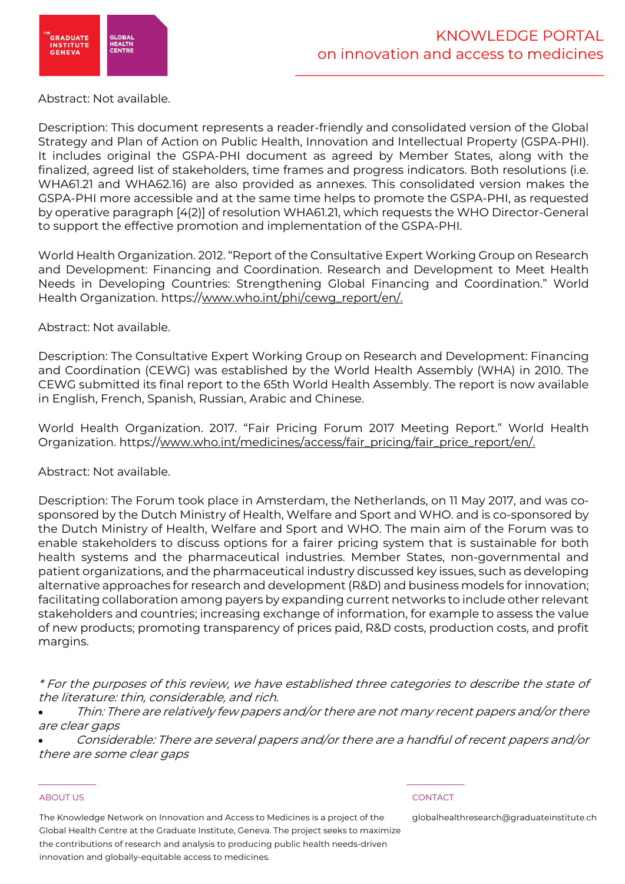Abstract: Not available.

Description: This document represents a reader-friendly and consolidated version of the Global Strategy and Plan of Action on Public Health, Innovation and Intellectual Property (GSPA-PHI). It includes original the GSPA-PHI document as agreed by Member States, along with the finalized, agreed list of stakeholders, time frames and progress indicators. Both resolutions (i.e. WHA61.21 and WHA62.16) are also provided as annexes. This consolidated version makes the GSPA-PHI more accessible and at the same time helps to promote the GSPA-PHI, as requested by operative paragraph [4(2)] of resolution WHA61.21, which requests the WHO Director-General to support the effective promotion and implementation of the GSPA-PHI.

World Health Organization. 2012. "Report of the Consultative Expert Working Group on Research and Development: Financing and Coordination. Research and Development to Meet Health Needs in Developing Countries: Strengthening Global Financing and Coordination." World Health Organization. https://www.who.int/phi/cewg_report/en/.

Abstract: Not available.

Description: The Consultative Expert Working Group on Research and Development: Financing and Coordination (CEWG) was established by the World Health Assembly (WHA) in 2010. The CEWG submitted its final report to the 65th World Health Assembly. The report is now available in English, French, Spanish, Russian, Arabic and Chinese.

World Health Organization. 2017. "Fair Pricing Forum 2017 Meeting Report." World Health Organization. https://www.who.int/medicines/access/fair_pricing/fair_price_report/en/.

Abstract: Not available.

Description: The Forum took place in Amsterdam, the Netherlands, on 11 May 2017, and was co-sponsored by the Dutch Ministry of Health, Welfare and Sport and WHO. and is co-sponsored by the Dutch Ministry of Health, Welfare and Sport and WHO. The main aim of the Forum was to enable stakeholders to discuss options for a fairer pricing system that is sustainable for both health systems and the pharmaceutical industries. Member States, non-governmental and patient organizations, and the pharmaceutical industry discussed key issues, such as developing alternative approaches for research and development (R&D) and business models for innovation; facilitating collaboration among payers by expanding current networks to include other relevant stakeholders and countries; increasing exchange of information, for example to assess the value of new products; promoting transparency of prices paid, R&D costs, production costs, and profit margins.

*\* For the purposes of this review, we have established three categories to describe the state of the literature: thin, considerable, and rich.*

- *Thin: There are relatively few papers and/or there are not many recent papers and/or there are clear gaps*
- *Considerable: There are several papers and/or there are a handful of recent papers and/or there are some clear gaps*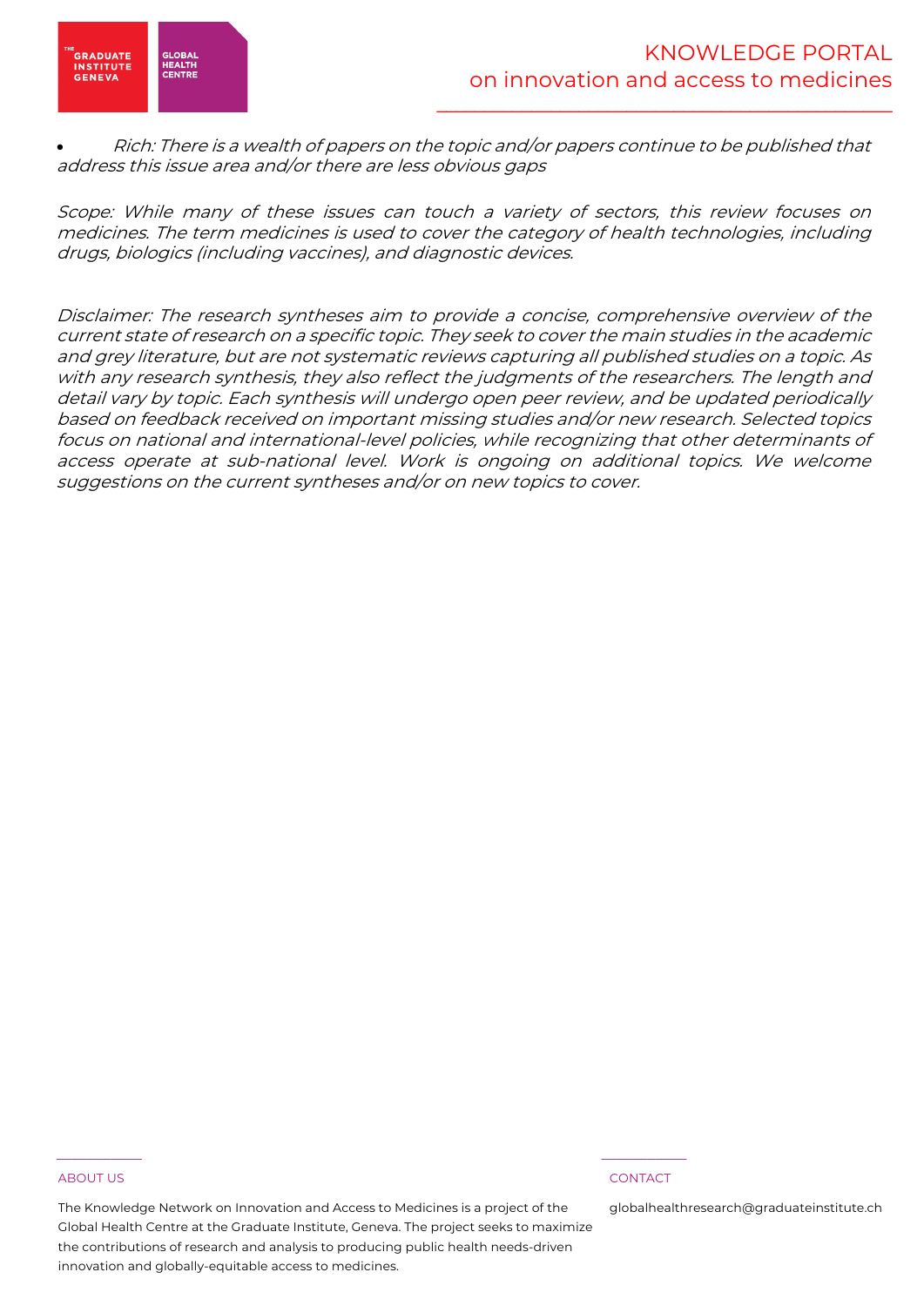- *Rich: There is a wealth of papers on the topic and/or papers continue to be published that address this issue area and/or there are less obvious gaps*

*Scope: While many of these issues can touch a variety of sectors, this review focuses on medicines. The term medicines is used to cover the category of health technologies, including drugs, biologics (including vaccines), and diagnostic devices.*

*Disclaimer: The research syntheses aim to provide a concise, comprehensive overview of the current state of research on a specific topic. They seek to cover the main studies in the academic and grey literature, but are not systematic reviews capturing all published studies on a topic. As with any research synthesis, they also reflect the judgments of the researchers. The length and detail vary by topic. Each synthesis will undergo open peer review, and be updated periodically based on feedback received on important missing studies and/or new research. Selected topics focus on national and international-level policies, while recognizing that other determinants of access operate at sub-national level. Work is ongoing on additional topics. We welcome suggestions on the current syntheses and/or on new topics to cover.*